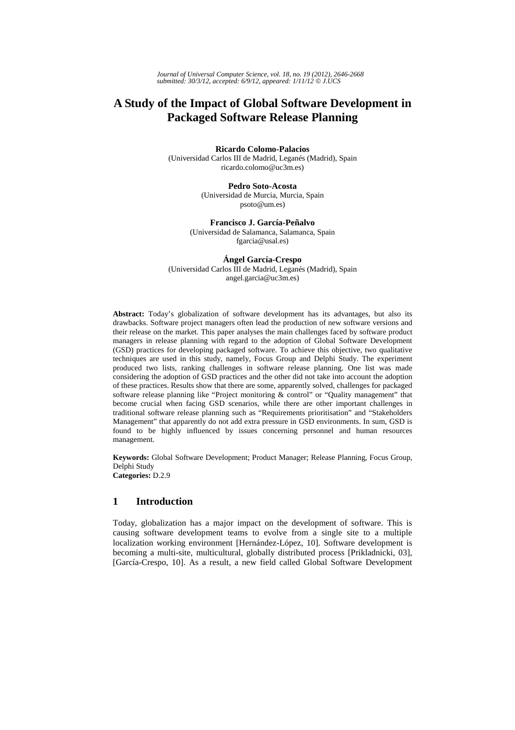*Journal of Universal Computer Science, vol. 18, no. 19 (2012), 2646-2668*
*submitted: 30/3/12, accepted: 6/9/12, appeared: 1/11/12 © J.UCS*

# A Study of the Impact of Global Software Development in Packaged Software Release Planning

**Ricardo Colomo-Palacios**
(Universidad Carlos III de Madrid, Leganés (Madrid), Spain
ricardo.colomo@uc3m.es)

**Pedro Soto-Acosta**
(Universidad de Murcia, Murcia, Spain
psoto@um.es)

**Francisco J. García-Peñalvo**
(Universidad de Salamanca, Salamanca, Spain
fgarcia@usal.es)

**Ángel García-Crespo**
(Universidad Carlos III de Madrid, Leganés (Madrid), Spain
angel.garcia@uc3m.es)

**Abstract:** Today's globalization of software development has its advantages, but also its drawbacks. Software project managers often lead the production of new software versions and their release on the market. This paper analyses the main challenges faced by software product managers in release planning with regard to the adoption of Global Software Development (GSD) practices for developing packaged software. To achieve this objective, two qualitative techniques are used in this study, namely, Focus Group and Delphi Study. The experiment produced two lists, ranking challenges in software release planning. One list was made considering the adoption of GSD practices and the other did not take into account the adoption of these practices. Results show that there are some, apparently solved, challenges for packaged software release planning like "Project monitoring & control" or "Quality management" that become crucial when facing GSD scenarios, while there are other important challenges in traditional software release planning such as "Requirements prioritisation" and "Stakeholders Management" that apparently do not add extra pressure in GSD environments. In sum, GSD is found to be highly influenced by issues concerning personnel and human resources management.

**Keywords:** Global Software Development; Product Manager; Release Planning, Focus Group, Delphi Study
**Categories:** D.2.9

## 1 Introduction

Today, globalization has a major impact on the development of software. This is causing software development teams to evolve from a single site to a multiple localization working environment [Hernández-López, 10]. Software development is becoming a multi-site, multicultural, globally distributed process [Prikladnicki, 03], [García-Crespo, 10]. As a result, a new field called Global Software Development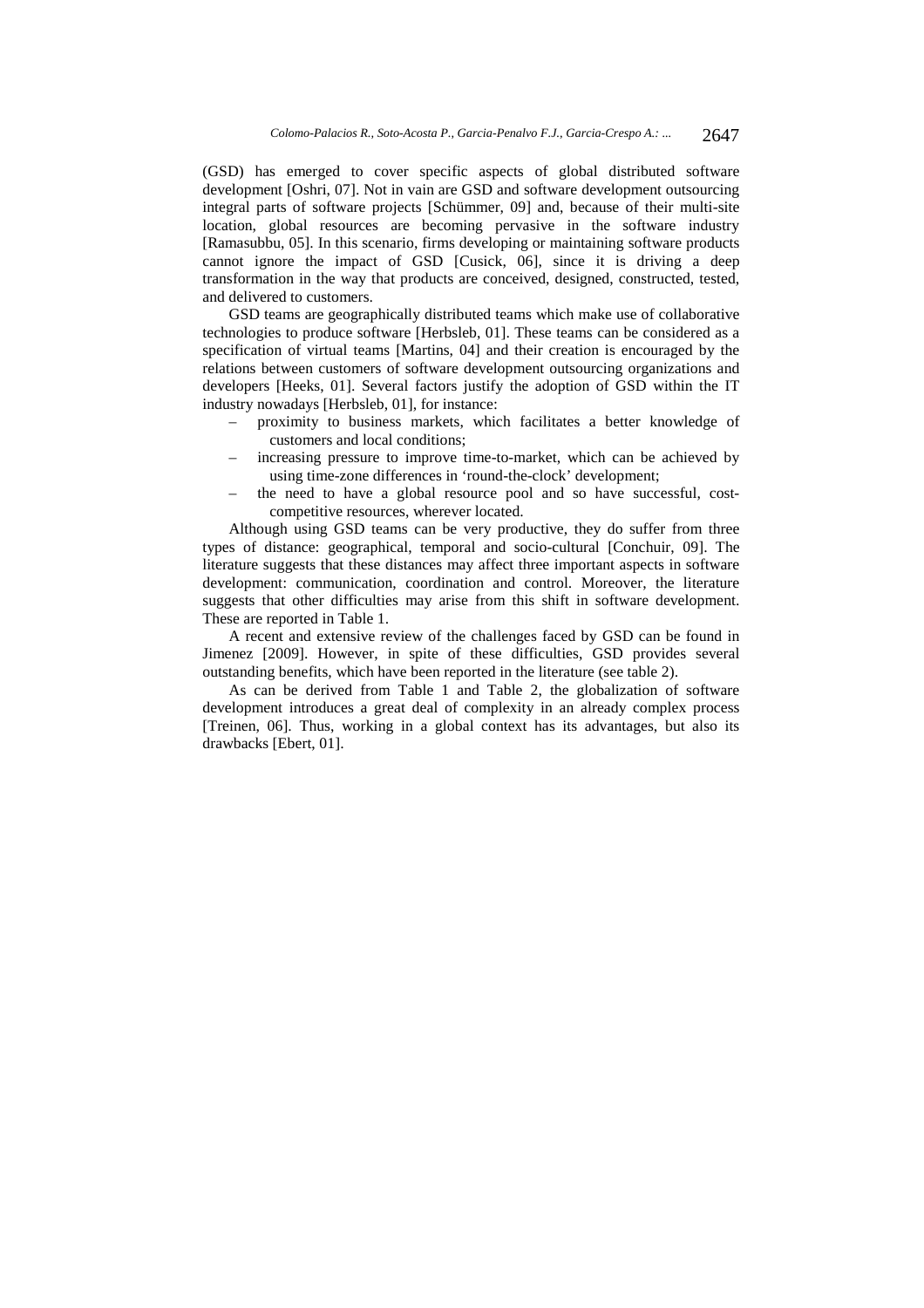(GSD) has emerged to cover specific aspects of global distributed software development [Oshri, 07]. Not in vain are GSD and software development outsourcing integral parts of software projects [Schümmer, 09] and, because of their multi-site location, global resources are becoming pervasive in the software industry [Ramasubbu, 05]. In this scenario, firms developing or maintaining software products cannot ignore the impact of GSD [Cusick, 06], since it is driving a deep transformation in the way that products are conceived, designed, constructed, tested, and delivered to customers.

GSD teams are geographically distributed teams which make use of collaborative technologies to produce software [Herbsleb, 01]. These teams can be considered as a specification of virtual teams [Martins, 04] and their creation is encouraged by the relations between customers of software development outsourcing organizations and developers [Heeks, 01]. Several factors justify the adoption of GSD within the IT industry nowadays [Herbsleb, 01], for instance:

- proximity to business markets, which facilitates a better knowledge of customers and local conditions;
- increasing pressure to improve time-to-market, which can be achieved by using time-zone differences in 'round-the-clock' development;
- the need to have a global resource pool and so have successful, cost-competitive resources, wherever located.

Although using GSD teams can be very productive, they do suffer from three types of distance: geographical, temporal and socio-cultural [Conchuir, 09]. The literature suggests that these distances may affect three important aspects in software development: communication, coordination and control. Moreover, the literature suggests that other difficulties may arise from this shift in software development. These are reported in Table 1.

A recent and extensive review of the challenges faced by GSD can be found in Jimenez [2009]. However, in spite of these difficulties, GSD provides several outstanding benefits, which have been reported in the literature (see table 2).

As can be derived from Table 1 and Table 2, the globalization of software development introduces a great deal of complexity in an already complex process [Treinen, 06]. Thus, working in a global context has its advantages, but also its drawbacks [Ebert, 01].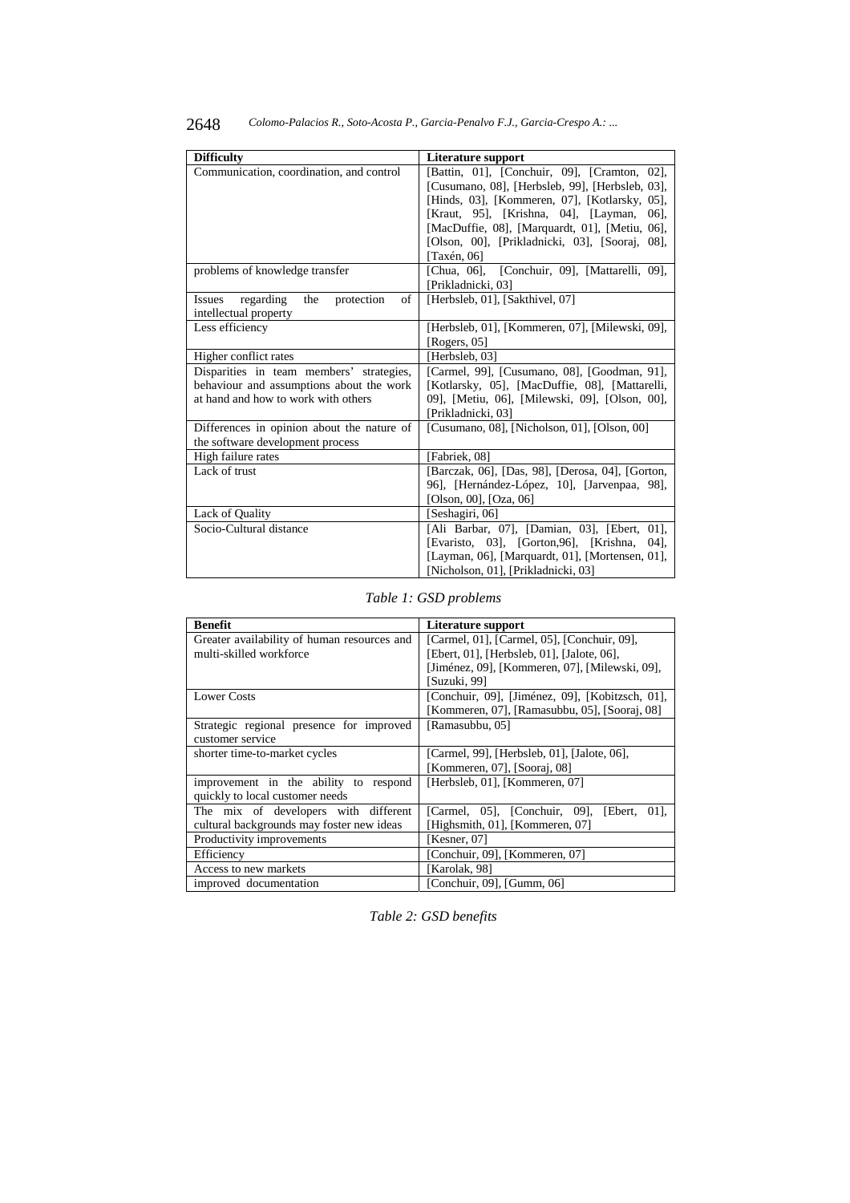| Difficulty | Literature support |
|---|---|
| Communication, coordination, and control | [Battin, 01], [Conchuir, 09], [Cramton, 02], [Cusumano, 08], [Herbsleb, 99], [Herbsleb, 03], [Hinds, 03], [Kommeren, 07], [Kotlarsky, 05], [Kraut, 95], [Krishna, 04], [Layman, 06], [MacDuffie, 08], [Marquardt, 01], [Metiu, 06], [Olson, 00], [Prikladnicki, 03], [Sooraj, 08], [Taxén, 06] |
| problems of knowledge transfer | [Chua, 06], [Conchuir, 09], [Mattarelli, 09], [Prikladnicki, 03] |
| Issues regarding the protection of intellectual property | [Herbsleb, 01], [Sakthivel, 07] |
| Less efficiency | [Herbsleb, 01], [Kommeren, 07], [Milewski, 09], [Rogers, 05] |
| Higher conflict rates | [Herbsleb, 03] |
| Disparities in team members' strategies, behaviour and assumptions about the work at hand and how to work with others | [Carmel, 99], [Cusumano, 08], [Goodman, 91], [Kotlarsky, 05], [MacDuffie, 08], [Mattarelli, 09], [Metiu, 06], [Milewski, 09], [Olson, 00], [Prikladnicki, 03] |
| Differences in opinion about the nature of the software development process | [Cusumano, 08], [Nicholson, 01], [Olson, 00] |
| High failure rates | [Fabriek, 08] |
| Lack of trust | [Barczak, 06], [Das, 98], [Derosa, 04], [Gorton, 96], [Hernández-López, 10], [Jarvenpaa, 98], [Olson, 00], [Oza, 06] |
| Lack of Quality | [Seshagiri, 06] |
| Socio-Cultural distance | [Ali Barbar, 07], [Damian, 03], [Ebert, 01], [Evaristo, 03], [Gorton,96], [Krishna, 04], [Layman, 06], [Marquardt, 01], [Mortensen, 01], [Nicholson, 01], [Prikladnicki, 03] |

*Table 1: GSD problems*

| Benefit | Literature support |
|---|---|
| Greater availability of human resources and multi-skilled workforce | [Carmel, 01], [Carmel, 05], [Conchuir, 09], [Ebert, 01], [Herbsleb, 01], [Jalote, 06], [Jiménez, 09], [Kommeren, 07], [Milewski, 09], [Suzuki, 99] |
| Lower Costs | [Conchuir, 09], [Jiménez, 09], [Kobitzsch, 01], [Kommeren, 07], [Ramasubbu, 05], [Sooraj, 08] |
| Strategic regional presence for improved customer service | [Ramasubbu, 05] |
| shorter time-to-market cycles | [Carmel, 99], [Herbsleb, 01], [Jalote, 06], [Kommeren, 07], [Sooraj, 08] |
| improvement in the ability to respond quickly to local customer needs | [Herbsleb, 01], [Kommeren, 07] |
| The mix of developers with different cultural backgrounds may foster new ideas | [Carmel, 05], [Conchuir, 09], [Ebert, 01], [Highsmith, 01], [Kommeren, 07] |
| Productivity improvements | [Kesner, 07] |
| Efficiency | [Conchuir, 09], [Kommeren, 07] |
| Access to new markets | [Karolak, 98] |
| improved documentation | [Conchuir, 09], [Gumm, 06] |

*Table 2: GSD benefits*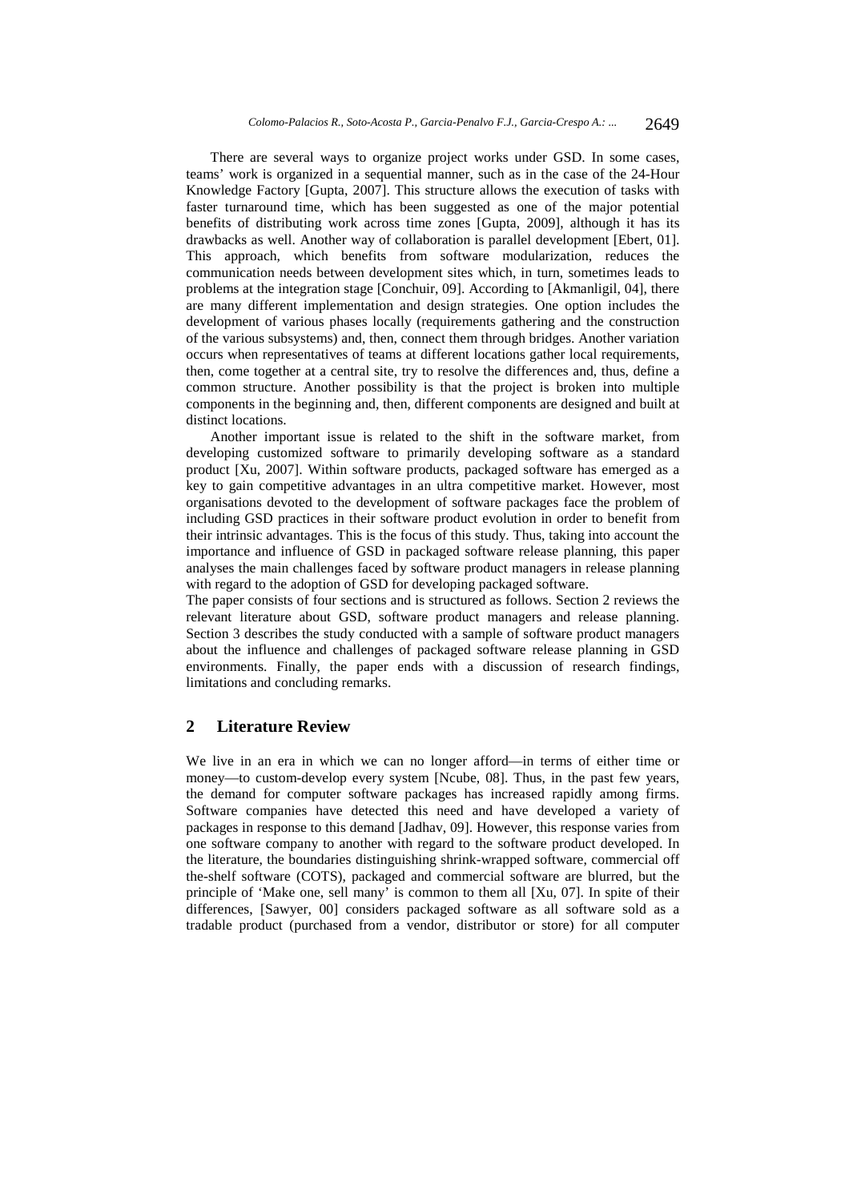There are several ways to organize project works under GSD. In some cases, teams' work is organized in a sequential manner, such as in the case of the 24-Hour Knowledge Factory [Gupta, 2007]. This structure allows the execution of tasks with faster turnaround time, which has been suggested as one of the major potential benefits of distributing work across time zones [Gupta, 2009], although it has its drawbacks as well. Another way of collaboration is parallel development [Ebert, 01]. This approach, which benefits from software modularization, reduces the communication needs between development sites which, in turn, sometimes leads to problems at the integration stage [Conchuir, 09]. According to [Akmanligil, 04], there are many different implementation and design strategies. One option includes the development of various phases locally (requirements gathering and the construction of the various subsystems) and, then, connect them through bridges. Another variation occurs when representatives of teams at different locations gather local requirements, then, come together at a central site, try to resolve the differences and, thus, define a common structure. Another possibility is that the project is broken into multiple components in the beginning and, then, different components are designed and built at distinct locations.

Another important issue is related to the shift in the software market, from developing customized software to primarily developing software as a standard product [Xu, 2007]. Within software products, packaged software has emerged as a key to gain competitive advantages in an ultra competitive market. However, most organisations devoted to the development of software packages face the problem of including GSD practices in their software product evolution in order to benefit from their intrinsic advantages. This is the focus of this study. Thus, taking into account the importance and influence of GSD in packaged software release planning, this paper analyses the main challenges faced by software product managers in release planning with regard to the adoption of GSD for developing packaged software.

The paper consists of four sections and is structured as follows. Section 2 reviews the relevant literature about GSD, software product managers and release planning. Section 3 describes the study conducted with a sample of software product managers about the influence and challenges of packaged software release planning in GSD environments. Finally, the paper ends with a discussion of research findings, limitations and concluding remarks.

## 2 Literature Review

We live in an era in which we can no longer afford—in terms of either time or money—to custom-develop every system [Ncube, 08]. Thus, in the past few years, the demand for computer software packages has increased rapidly among firms. Software companies have detected this need and have developed a variety of packages in response to this demand [Jadhav, 09]. However, this response varies from one software company to another with regard to the software product developed. In the literature, the boundaries distinguishing shrink-wrapped software, commercial off the-shelf software (COTS), packaged and commercial software are blurred, but the principle of 'Make one, sell many' is common to them all [Xu, 07]. In spite of their differences, [Sawyer, 00] considers packaged software as all software sold as a tradable product (purchased from a vendor, distributor or store) for all computer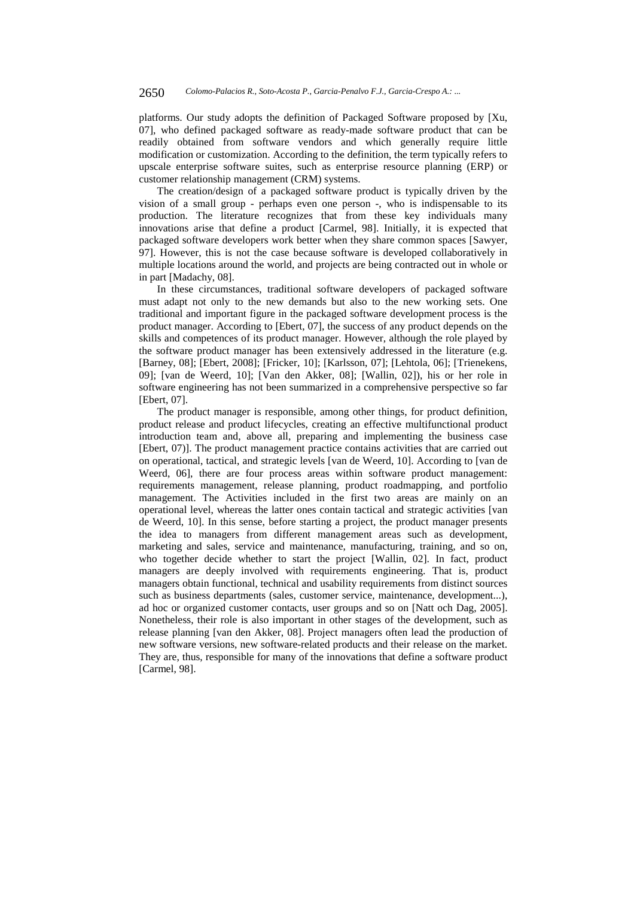platforms. Our study adopts the definition of Packaged Software proposed by [Xu, 07], who defined packaged software as ready-made software product that can be readily obtained from software vendors and which generally require little modification or customization. According to the definition, the term typically refers to upscale enterprise software suites, such as enterprise resource planning (ERP) or customer relationship management (CRM) systems.

The creation/design of a packaged software product is typically driven by the vision of a small group - perhaps even one person -, who is indispensable to its production. The literature recognizes that from these key individuals many innovations arise that define a product [Carmel, 98]. Initially, it is expected that packaged software developers work better when they share common spaces [Sawyer, 97]. However, this is not the case because software is developed collaboratively in multiple locations around the world, and projects are being contracted out in whole or in part [Madachy, 08].

In these circumstances, traditional software developers of packaged software must adapt not only to the new demands but also to the new working sets. One traditional and important figure in the packaged software development process is the product manager. According to [Ebert, 07], the success of any product depends on the skills and competences of its product manager. However, although the role played by the software product manager has been extensively addressed in the literature (e.g. [Barney, 08]; [Ebert, 2008]; [Fricker, 10]; [Karlsson, 07]; [Lehtola, 06]; [Trienekens, 09]; [van de Weerd, 10]; [Van den Akker, 08]; [Wallin, 02]), his or her role in software engineering has not been summarized in a comprehensive perspective so far [Ebert, 07].

The product manager is responsible, among other things, for product definition, product release and product lifecycles, creating an effective multifunctional product introduction team and, above all, preparing and implementing the business case [Ebert, 07)]. The product management practice contains activities that are carried out on operational, tactical, and strategic levels [van de Weerd, 10]. According to [van de Weerd, 06], there are four process areas within software product management: requirements management, release planning, product roadmapping, and portfolio management. The Activities included in the first two areas are mainly on an operational level, whereas the latter ones contain tactical and strategic activities [van de Weerd, 10]. In this sense, before starting a project, the product manager presents the idea to managers from different management areas such as development, marketing and sales, service and maintenance, manufacturing, training, and so on, who together decide whether to start the project [Wallin, 02]. In fact, product managers are deeply involved with requirements engineering. That is, product managers obtain functional, technical and usability requirements from distinct sources such as business departments (sales, customer service, maintenance, development...), ad hoc or organized customer contacts, user groups and so on [Natt och Dag, 2005]. Nonetheless, their role is also important in other stages of the development, such as release planning [van den Akker, 08]. Project managers often lead the production of new software versions, new software-related products and their release on the market. They are, thus, responsible for many of the innovations that define a software product [Carmel, 98].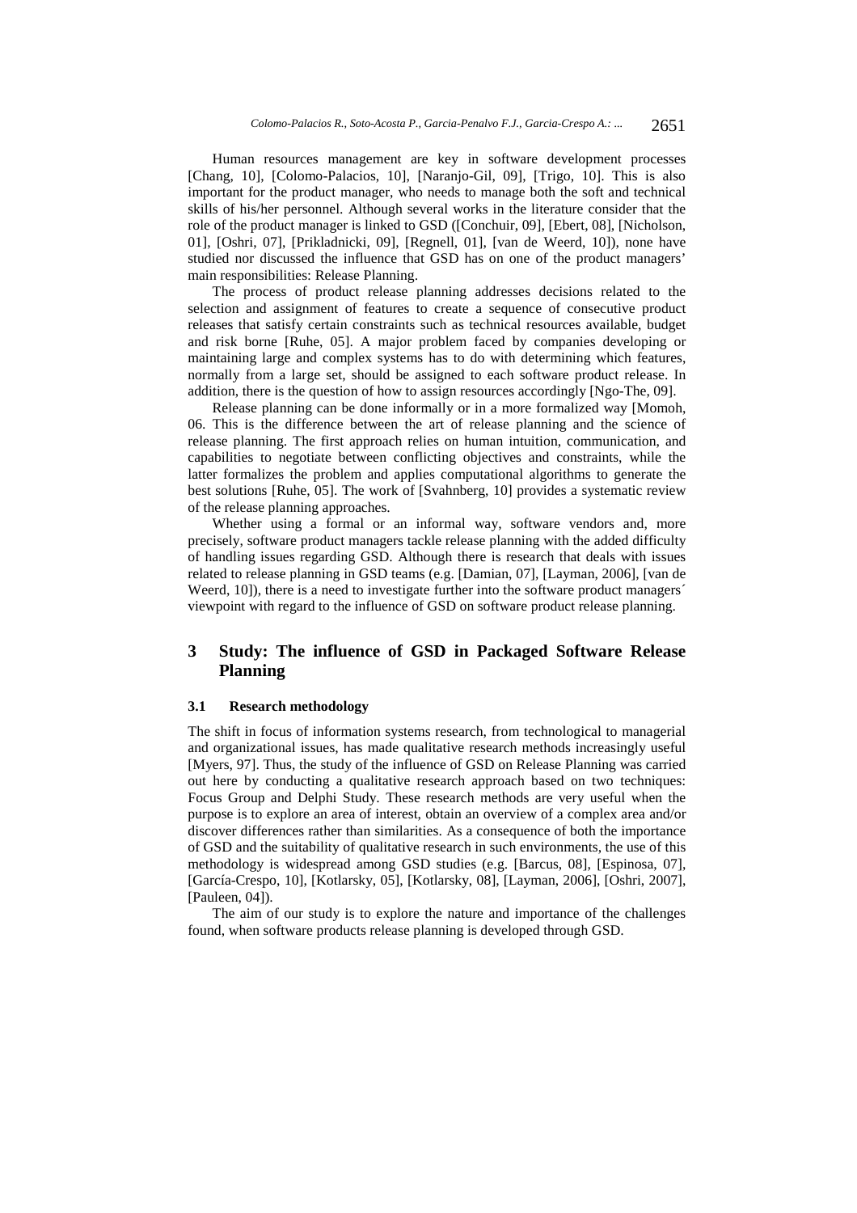Human resources management are key in software development processes [Chang, 10], [Colomo-Palacios, 10], [Naranjo-Gil, 09], [Trigo, 10]. This is also important for the product manager, who needs to manage both the soft and technical skills of his/her personnel. Although several works in the literature consider that the role of the product manager is linked to GSD ([Conchuir, 09], [Ebert, 08], [Nicholson, 01], [Oshri, 07], [Prikladnicki, 09], [Regnell, 01], [van de Weerd, 10]), none have studied nor discussed the influence that GSD has on one of the product managers' main responsibilities: Release Planning.

The process of product release planning addresses decisions related to the selection and assignment of features to create a sequence of consecutive product releases that satisfy certain constraints such as technical resources available, budget and risk borne [Ruhe, 05]. A major problem faced by companies developing or maintaining large and complex systems has to do with determining which features, normally from a large set, should be assigned to each software product release. In addition, there is the question of how to assign resources accordingly [Ngo-The, 09].

Release planning can be done informally or in a more formalized way [Momoh, 06. This is the difference between the art of release planning and the science of release planning. The first approach relies on human intuition, communication, and capabilities to negotiate between conflicting objectives and constraints, while the latter formalizes the problem and applies computational algorithms to generate the best solutions [Ruhe, 05]. The work of [Svahnberg, 10] provides a systematic review of the release planning approaches.

Whether using a formal or an informal way, software vendors and, more precisely, software product managers tackle release planning with the added difficulty of handling issues regarding GSD. Although there is research that deals with issues related to release planning in GSD teams (e.g. [Damian, 07], [Layman, 2006], [van de Weerd, 10]), there is a need to investigate further into the software product managers´ viewpoint with regard to the influence of GSD on software product release planning.

## 3 Study: The influence of GSD in Packaged Software Release Planning

### 3.1 Research methodology

The shift in focus of information systems research, from technological to managerial and organizational issues, has made qualitative research methods increasingly useful [Myers, 97]. Thus, the study of the influence of GSD on Release Planning was carried out here by conducting a qualitative research approach based on two techniques: Focus Group and Delphi Study. These research methods are very useful when the purpose is to explore an area of interest, obtain an overview of a complex area and/or discover differences rather than similarities. As a consequence of both the importance of GSD and the suitability of qualitative research in such environments, the use of this methodology is widespread among GSD studies (e.g. [Barcus, 08], [Espinosa, 07], [García-Crespo, 10], [Kotlarsky, 05], [Kotlarsky, 08], [Layman, 2006], [Oshri, 2007], [Pauleen, 04]).

The aim of our study is to explore the nature and importance of the challenges found, when software products release planning is developed through GSD.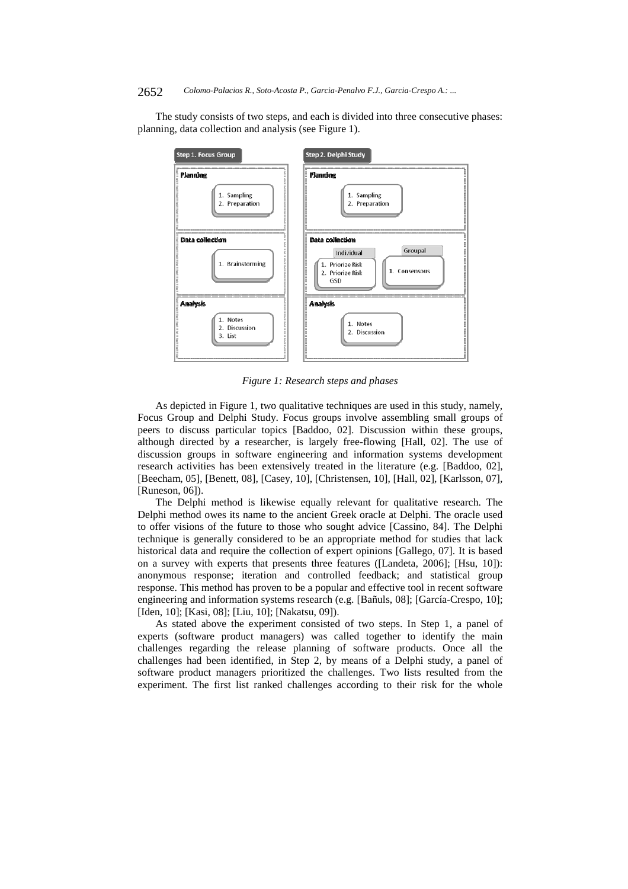The study consists of two steps, and each is divided into three consecutive phases: planning, data collection and analysis (see Figure 1).

| Step 1. Focus Group | Step 2. Delphi Study |
| --- | --- |
| **Planning**: 1. Sampling 2. Preparation | **Planning**: 1. Sampling 2. Preparation |
| **Data collection**: 1. Brainstorming | **Data collection**: Individual: 1. Priorize Risk 2. Priorize Risk GSD; Groupal: 1. Consensous |
| **Analysis**: 1. Notes 2. Discussion 3. List | **Analysis**: 1. Notes 2. Discussion |

*Figure 1: Research steps and phases*

As depicted in Figure 1, two qualitative techniques are used in this study, namely, Focus Group and Delphi Study. Focus groups involve assembling small groups of peers to discuss particular topics [Baddoo, 02]. Discussion within these groups, although directed by a researcher, is largely free-flowing [Hall, 02]. The use of discussion groups in software engineering and information systems development research activities has been extensively treated in the literature (e.g. [Baddoo, 02], [Beecham, 05], [Benett, 08], [Casey, 10], [Christensen, 10], [Hall, 02], [Karlsson, 07], [Runeson, 06]).

The Delphi method is likewise equally relevant for qualitative research. The Delphi method owes its name to the ancient Greek oracle at Delphi. The oracle used to offer visions of the future to those who sought advice [Cassino, 84]. The Delphi technique is generally considered to be an appropriate method for studies that lack historical data and require the collection of expert opinions [Gallego, 07]. It is based on a survey with experts that presents three features ([Landeta, 2006]; [Hsu, 10]): anonymous response; iteration and controlled feedback; and statistical group response. This method has proven to be a popular and effective tool in recent software engineering and information systems research (e.g. [Bañuls, 08]; [García-Crespo, 10]; [Iden, 10]; [Kasi, 08]; [Liu, 10]; [Nakatsu, 09]).

As stated above the experiment consisted of two steps. In Step 1, a panel of experts (software product managers) was called together to identify the main challenges regarding the release planning of software products. Once all the challenges had been identified, in Step 2, by means of a Delphi study, a panel of software product managers prioritized the challenges. Two lists resulted from the experiment. The first list ranked challenges according to their risk for the whole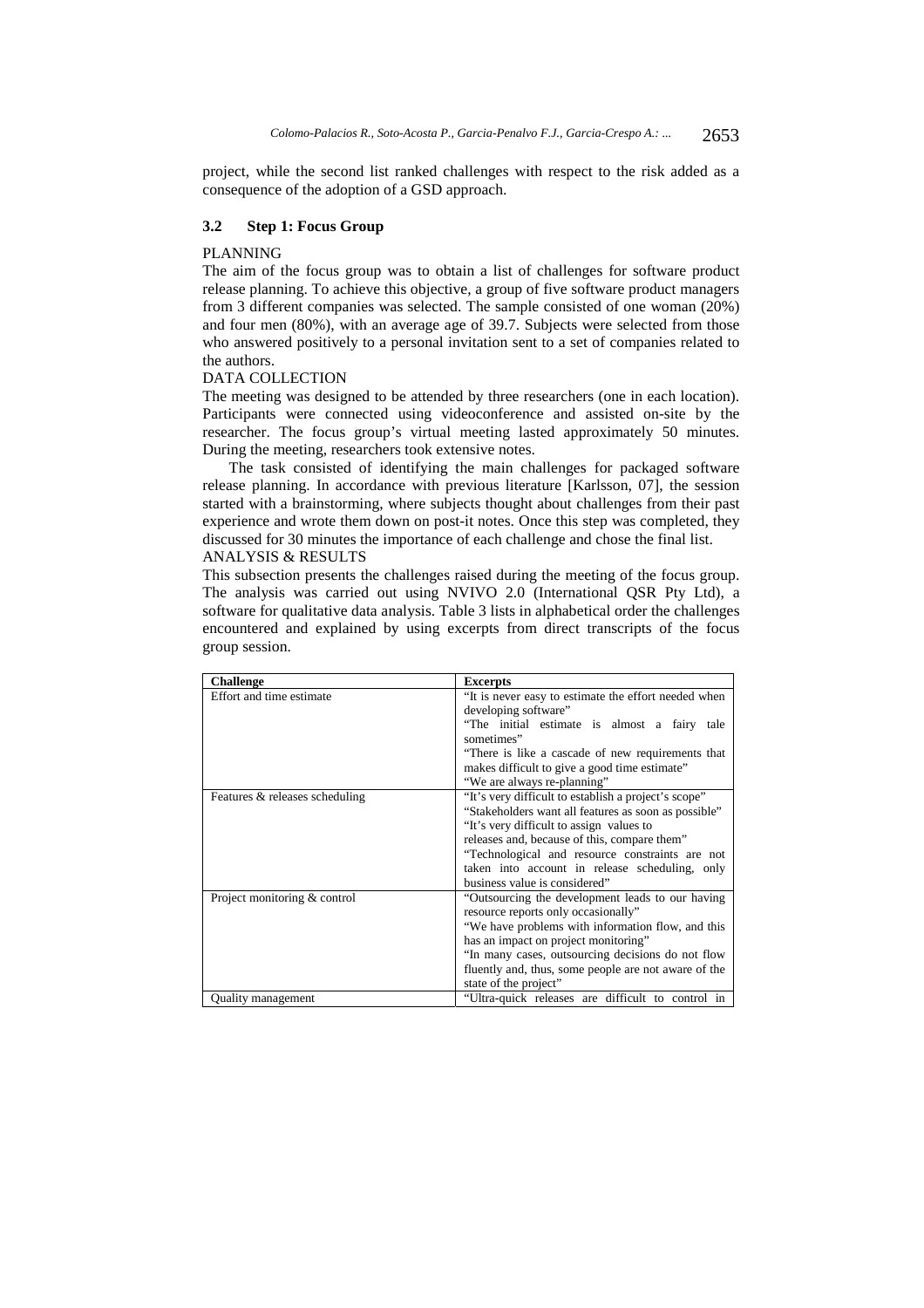project, while the second list ranked challenges with respect to the risk added as a consequence of the adoption of a GSD approach.

### 3.2 Step 1: Focus Group

PLANNING

The aim of the focus group was to obtain a list of challenges for software product release planning. To achieve this objective, a group of five software product managers from 3 different companies was selected. The sample consisted of one woman (20%) and four men (80%), with an average age of 39.7. Subjects were selected from those who answered positively to a personal invitation sent to a set of companies related to the authors.

DATA COLLECTION

The meeting was designed to be attended by three researchers (one in each location). Participants were connected using videoconference and assisted on-site by the researcher. The focus group's virtual meeting lasted approximately 50 minutes. During the meeting, researchers took extensive notes.

The task consisted of identifying the main challenges for packaged software release planning. In accordance with previous literature [Karlsson, 07], the session started with a brainstorming, where subjects thought about challenges from their past experience and wrote them down on post-it notes. Once this step was completed, they discussed for 30 minutes the importance of each challenge and chose the final list.

ANALYSIS & RESULTS

This subsection presents the challenges raised during the meeting of the focus group. The analysis was carried out using NVIVO 2.0 (International QSR Pty Ltd), a software for qualitative data analysis. Table 3 lists in alphabetical order the challenges encountered and explained by using excerpts from direct transcripts of the focus group session.

| Challenge | Excerpts |
|---|---|
| Effort and time estimate | "It is never easy to estimate the effort needed when developing software"<br>"The initial estimate is almost a fairy tale sometimes"<br>"There is like a cascade of new requirements that makes difficult to give a good time estimate"<br>"We are always re-planning" |
| Features & releases scheduling | "It's very difficult to establish a project's scope"<br>"Stakeholders want all features as soon as possible"<br>"It's very difficult to assign values to releases and, because of this, compare them"<br>"Technological and resource constraints are not taken into account in release scheduling, only business value is considered" |
| Project monitoring & control | "Outsourcing the development leads to our having resource reports only occasionally"<br>"We have problems with information flow, and this has an impact on project monitoring"<br>"In many cases, outsourcing decisions do not flow fluently and, thus, some people are not aware of the state of the project" |
| Quality management | "Ultra-quick releases are difficult to control in |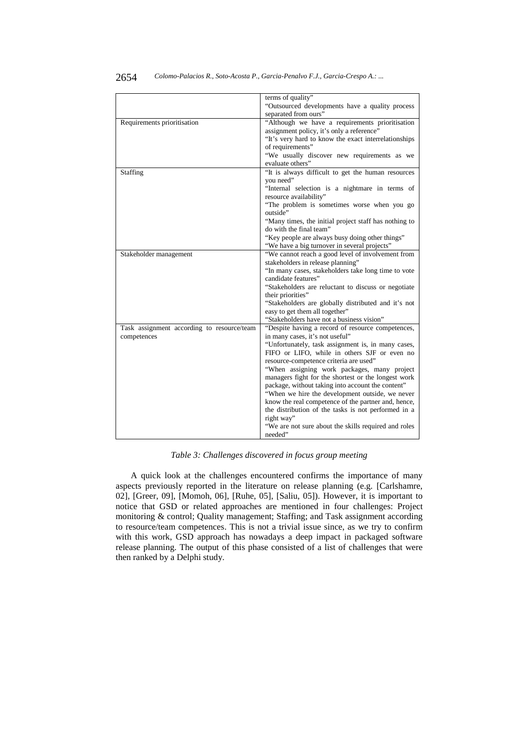| | |
|---|---|
| | terms of quality"<br>"Outsourced developments have a quality process separated from ours" |
| Requirements prioritisation | "Although we have a requirements prioritisation assignment policy, it's only a reference"<br>"It's very hard to know the exact interrelationships of requirements"<br>"We usually discover new requirements as we evaluate others" |
| Staffing | "It is always difficult to get the human resources you need"<br>"Internal selection is a nightmare in terms of resource availability"<br>"The problem is sometimes worse when you go outside"<br>"Many times, the initial project staff has nothing to do with the final team"<br>"Key people are always busy doing other things"<br>"We have a big turnover in several projects" |
| Stakeholder management | "We cannot reach a good level of involvement from stakeholders in release planning"<br>"In many cases, stakeholders take long time to vote candidate features"<br>"Stakeholders are reluctant to discuss or negotiate their priorities"<br>"Stakeholders are globally distributed and it's not easy to get them all together"<br>"Stakeholders have not a business vision" |
| Task assignment according to resource/team competences | "Despite having a record of resource competences, in many cases, it's not useful"<br>"Unfortunately, task assignment is, in many cases, FIFO or LIFO, while in others SJF or even no resource-competence criteria are used"<br>"When assigning work packages, many project managers fight for the shortest or the longest work package, without taking into account the content"<br>"When we hire the development outside, we never know the real competence of the partner and, hence, the distribution of the tasks is not performed in a right way"<br>"We are not sure about the skills required and roles needed" |

*Table 3: Challenges discovered in focus group meeting*

A quick look at the challenges encountered confirms the importance of many aspects previously reported in the literature on release planning (e.g. [Carlshamre, 02], [Greer, 09], [Momoh, 06], [Ruhe, 05], [Saliu, 05]). However, it is important to notice that GSD or related approaches are mentioned in four challenges: Project monitoring & control; Quality management; Staffing; and Task assignment according to resource/team competences. This is not a trivial issue since, as we try to confirm with this work, GSD approach has nowadays a deep impact in packaged software release planning. The output of this phase consisted of a list of challenges that were then ranked by a Delphi study.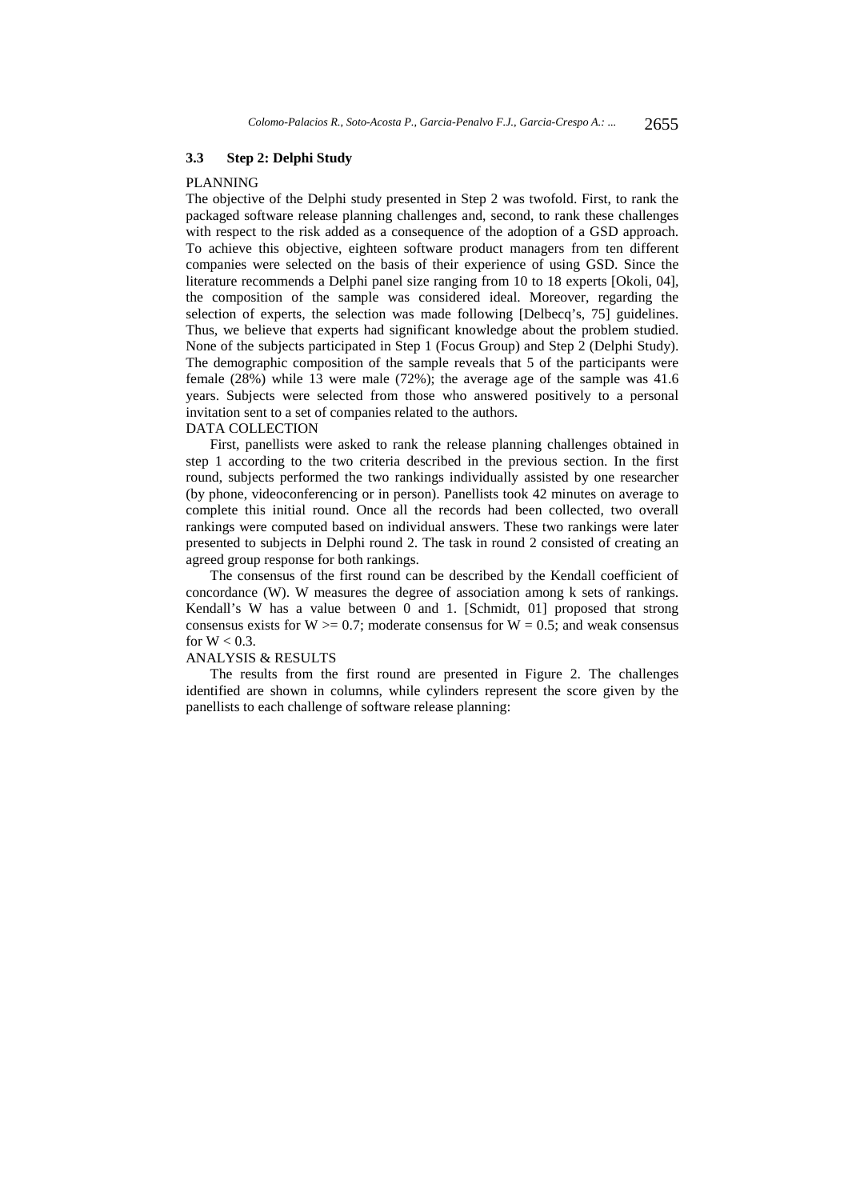### 3.3 Step 2: Delphi Study

PLANNING

The objective of the Delphi study presented in Step 2 was twofold. First, to rank the packaged software release planning challenges and, second, to rank these challenges with respect to the risk added as a consequence of the adoption of a GSD approach. To achieve this objective, eighteen software product managers from ten different companies were selected on the basis of their experience of using GSD. Since the literature recommends a Delphi panel size ranging from 10 to 18 experts [Okoli, 04], the composition of the sample was considered ideal. Moreover, regarding the selection of experts, the selection was made following [Delbecq's, 75] guidelines. Thus, we believe that experts had significant knowledge about the problem studied. None of the subjects participated in Step 1 (Focus Group) and Step 2 (Delphi Study). The demographic composition of the sample reveals that 5 of the participants were female (28%) while 13 were male (72%); the average age of the sample was 41.6 years. Subjects were selected from those who answered positively to a personal invitation sent to a set of companies related to the authors.

DATA COLLECTION

First, panellists were asked to rank the release planning challenges obtained in step 1 according to the two criteria described in the previous section. In the first round, subjects performed the two rankings individually assisted by one researcher (by phone, videoconferencing or in person). Panellists took 42 minutes on average to complete this initial round. Once all the records had been collected, two overall rankings were computed based on individual answers. These two rankings were later presented to subjects in Delphi round 2. The task in round 2 consisted of creating an agreed group response for both rankings.

The consensus of the first round can be described by the Kendall coefficient of concordance (W). W measures the degree of association among k sets of rankings. Kendall's W has a value between 0 and 1. [Schmidt, 01] proposed that strong consensus exists for $W >= 0.7$; moderate consensus for $W = 0.5$; and weak consensus for $W < 0.3$.

ANALYSIS & RESULTS

The results from the first round are presented in Figure 2. The challenges identified are shown in columns, while cylinders represent the score given by the panellists to each challenge of software release planning: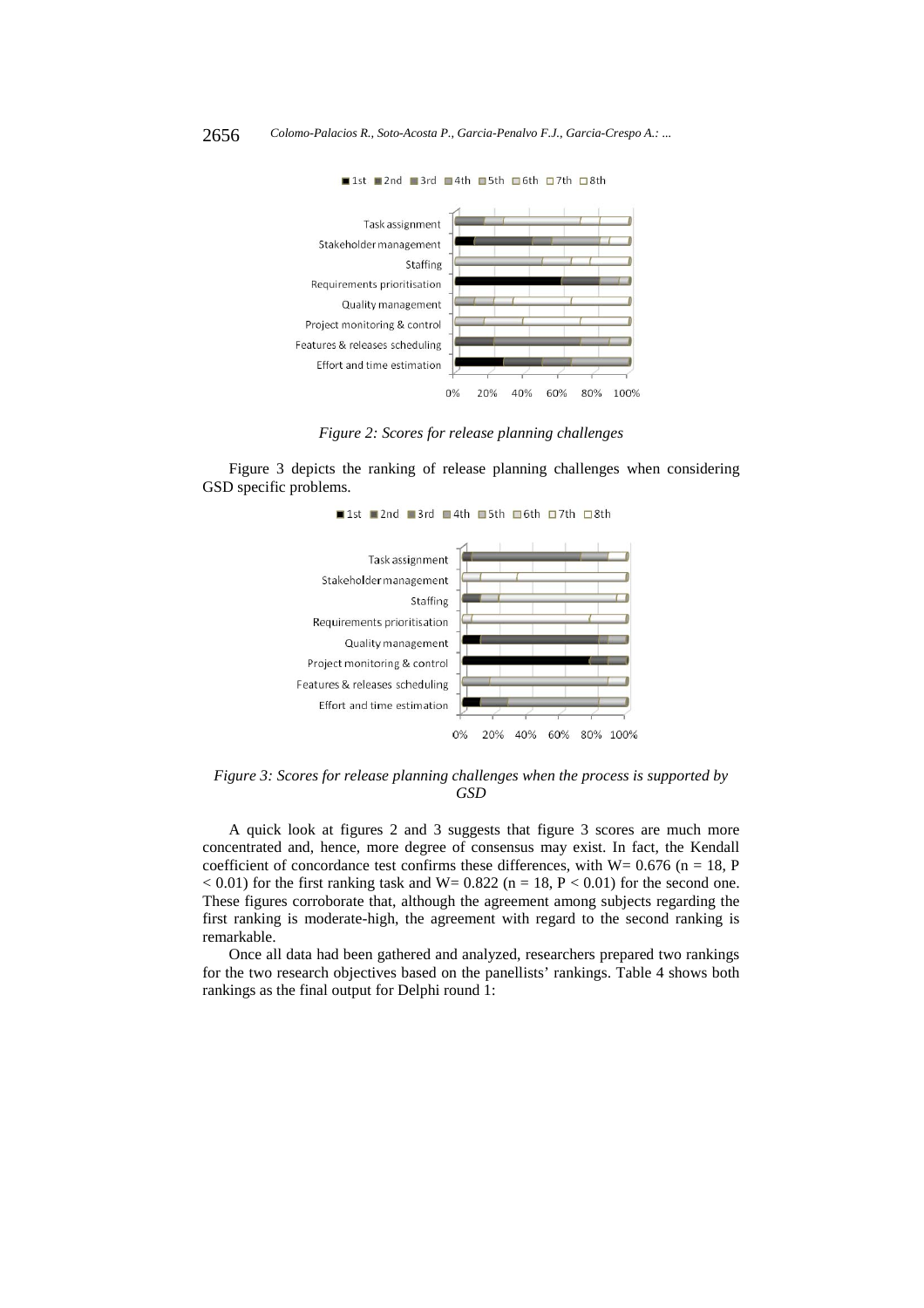*Figure 2: Scores for release planning challenges*

Figure 3 depicts the ranking of release planning challenges when considering GSD specific problems.

*Figure 3: Scores for release planning challenges when the process is supported by GSD*

A quick look at figures 2 and 3 suggests that figure 3 scores are much more concentrated and, hence, more degree of consensus may exist. In fact, the Kendall coefficient of concordance test confirms these differences, with $W = 0.676$ ($n = 18$, $P < 0.01$) for the first ranking task and $W = 0.822$ ($n = 18$, $P < 0.01$) for the second one. These figures corroborate that, although the agreement among subjects regarding the first ranking is moderate-high, the agreement with regard to the second ranking is remarkable.

Once all data had been gathered and analyzed, researchers prepared two rankings for the two research objectives based on the panellists' rankings. Table 4 shows both rankings as the final output for Delphi round 1: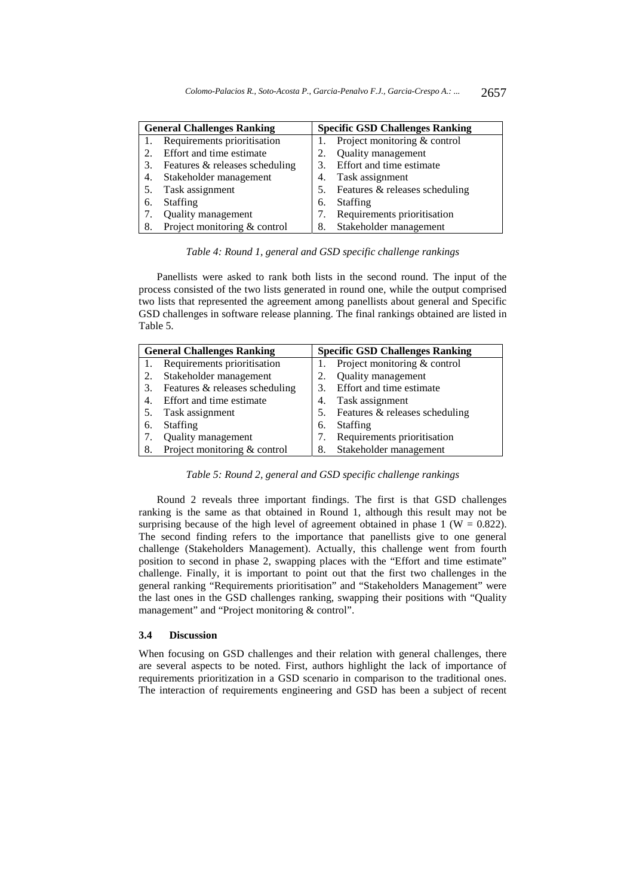| General Challenges Ranking | Specific GSD Challenges Ranking |
|---|---|
| 1. Requirements prioritisation | 1. Project monitoring & control |
| 2. Effort and time estimate | 2. Quality management |
| 3. Features & releases scheduling | 3. Effort and time estimate |
| 4. Stakeholder management | 4. Task assignment |
| 5. Task assignment | 5. Features & releases scheduling |
| 6. Staffing | 6. Staffing |
| 7. Quality management | 7. Requirements prioritisation |
| 8. Project monitoring & control | 8. Stakeholder management |

*Table 4: Round 1, general and GSD specific challenge rankings*

Panellists were asked to rank both lists in the second round. The input of the process consisted of the two lists generated in round one, while the output comprised two lists that represented the agreement among panellists about general and Specific GSD challenges in software release planning. The final rankings obtained are listed in Table 5.

| General Challenges Ranking | Specific GSD Challenges Ranking |
|---|---|
| 1. Requirements prioritisation | 1. Project monitoring & control |
| 2. Stakeholder management | 2. Quality management |
| 3. Features & releases scheduling | 3. Effort and time estimate |
| 4. Effort and time estimate | 4. Task assignment |
| 5. Task assignment | 5. Features & releases scheduling |
| 6. Staffing | 6. Staffing |
| 7. Quality management | 7. Requirements prioritisation |
| 8. Project monitoring & control | 8. Stakeholder management |

*Table 5: Round 2, general and GSD specific challenge rankings*

Round 2 reveals three important findings. The first is that GSD challenges ranking is the same as that obtained in Round 1, although this result may not be surprising because of the high level of agreement obtained in phase 1 ($W = 0.822$). The second finding refers to the importance that panellists give to one general challenge (Stakeholders Management). Actually, this challenge went from fourth position to second in phase 2, swapping places with the "Effort and time estimate" challenge. Finally, it is important to point out that the first two challenges in the general ranking "Requirements prioritisation" and "Stakeholders Management" were the last ones in the GSD challenges ranking, swapping their positions with "Quality management" and "Project monitoring & control".

### 3.4 Discussion

When focusing on GSD challenges and their relation with general challenges, there are several aspects to be noted. First, authors highlight the lack of importance of requirements prioritization in a GSD scenario in comparison to the traditional ones. The interaction of requirements engineering and GSD has been a subject of recent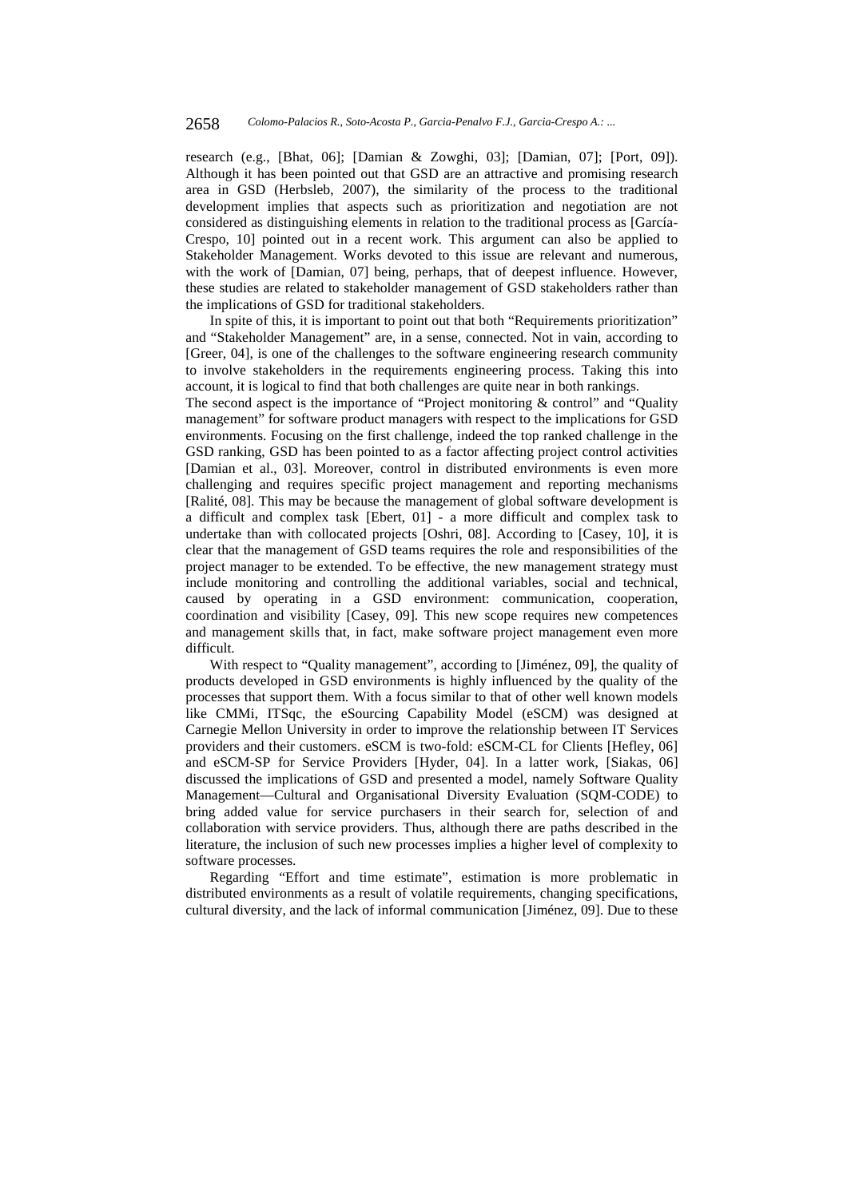research (e.g., [Bhat, 06]; [Damian & Zowghi, 03]; [Damian, 07]; [Port, 09]). Although it has been pointed out that GSD are an attractive and promising research area in GSD (Herbsleb, 2007), the similarity of the process to the traditional development implies that aspects such as prioritization and negotiation are not considered as distinguishing elements in relation to the traditional process as [García-Crespo, 10] pointed out in a recent work. This argument can also be applied to Stakeholder Management. Works devoted to this issue are relevant and numerous, with the work of [Damian, 07] being, perhaps, that of deepest influence. However, these studies are related to stakeholder management of GSD stakeholders rather than the implications of GSD for traditional stakeholders.

In spite of this, it is important to point out that both "Requirements prioritization" and "Stakeholder Management" are, in a sense, connected. Not in vain, according to [Greer, 04], is one of the challenges to the software engineering research community to involve stakeholders in the requirements engineering process. Taking this into account, it is logical to find that both challenges are quite near in both rankings.

The second aspect is the importance of "Project monitoring & control" and "Quality management" for software product managers with respect to the implications for GSD environments. Focusing on the first challenge, indeed the top ranked challenge in the GSD ranking, GSD has been pointed to as a factor affecting project control activities [Damian et al., 03]. Moreover, control in distributed environments is even more challenging and requires specific project management and reporting mechanisms [Ralité, 08]. This may be because the management of global software development is a difficult and complex task [Ebert, 01] - a more difficult and complex task to undertake than with collocated projects [Oshri, 08]. According to [Casey, 10], it is clear that the management of GSD teams requires the role and responsibilities of the project manager to be extended. To be effective, the new management strategy must include monitoring and controlling the additional variables, social and technical, caused by operating in a GSD environment: communication, cooperation, coordination and visibility [Casey, 09]. This new scope requires new competences and management skills that, in fact, make software project management even more difficult.

With respect to "Quality management", according to [Jiménez, 09], the quality of products developed in GSD environments is highly influenced by the quality of the processes that support them. With a focus similar to that of other well known models like CMMi, ITSqc, the eSourcing Capability Model (eSCM) was designed at Carnegie Mellon University in order to improve the relationship between IT Services providers and their customers. eSCM is two-fold: eSCM-CL for Clients [Hefley, 06] and eSCM-SP for Service Providers [Hyder, 04]. In a latter work, [Siakas, 06] discussed the implications of GSD and presented a model, namely Software Quality Management—Cultural and Organisational Diversity Evaluation (SQM-CODE) to bring added value for service purchasers in their search for, selection of and collaboration with service providers. Thus, although there are paths described in the literature, the inclusion of such new processes implies a higher level of complexity to software processes.

Regarding "Effort and time estimate", estimation is more problematic in distributed environments as a result of volatile requirements, changing specifications, cultural diversity, and the lack of informal communication [Jiménez, 09]. Due to these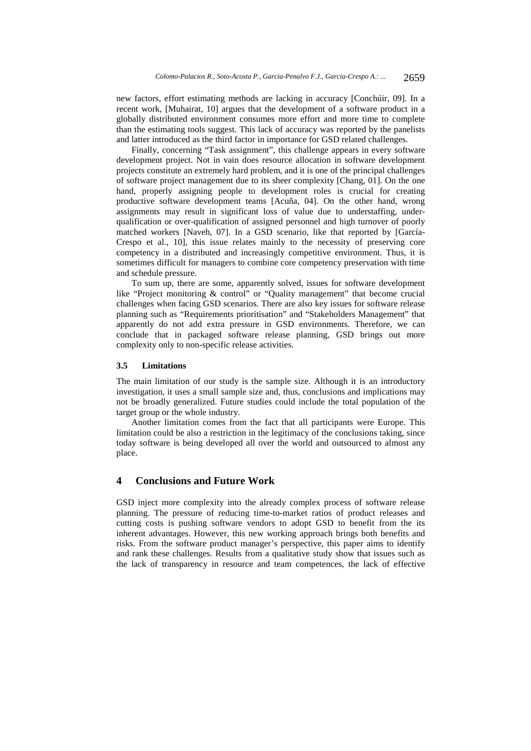new factors, effort estimating methods are lacking in accuracy [Conchúir, 09]. In a recent work, [Muhairat, 10] argues that the development of a software product in a globally distributed environment consumes more effort and more time to complete than the estimating tools suggest. This lack of accuracy was reported by the panelists and latter introduced as the third factor in importance for GSD related challenges.

Finally, concerning "Task assignment", this challenge appears in every software development project. Not in vain does resource allocation in software development projects constitute an extremely hard problem, and it is one of the principal challenges of software project management due to its sheer complexity [Chang, 01]. On the one hand, properly assigning people to development roles is crucial for creating productive software development teams [Acuña, 04]. On the other hand, wrong assignments may result in significant loss of value due to understaffing, under-qualification or over-qualification of assigned personnel and high turnover of poorly matched workers [Naveh, 07]. In a GSD scenario, like that reported by [García-Crespo et al., 10], this issue relates mainly to the necessity of preserving core competency in a distributed and increasingly competitive environment. Thus, it is sometimes difficult for managers to combine core competency preservation with time and schedule pressure.

To sum up, there are some, apparently solved, issues for software development like "Project monitoring & control" or "Quality management" that become crucial challenges when facing GSD scenarios. There are also key issues for software release planning such as "Requirements prioritisation" and "Stakeholders Management" that apparently do not add extra pressure in GSD environments. Therefore, we can conclude that in packaged software release planning, GSD brings out more complexity only to non-specific release activities.

### 3.5 Limitations

The main limitation of our study is the sample size. Although it is an introductory investigation, it uses a small sample size and, thus, conclusions and implications may not be broadly generalized. Future studies could include the total population of the target group or the whole industry.

Another limitation comes from the fact that all participants were Europe. This limitation could be also a restriction in the legitimacy of the conclusions taking, since today software is being developed all over the world and outsourced to almost any place.

## 4 Conclusions and Future Work

GSD inject more complexity into the already complex process of software release planning. The pressure of reducing time-to-market ratios of product releases and cutting costs is pushing software vendors to adopt GSD to benefit from the its inherent advantages. However, this new working approach brings both benefits and risks. From the software product manager's perspective, this paper aims to identify and rank these challenges. Results from a qualitative study show that issues such as the lack of transparency in resource and team competences, the lack of effective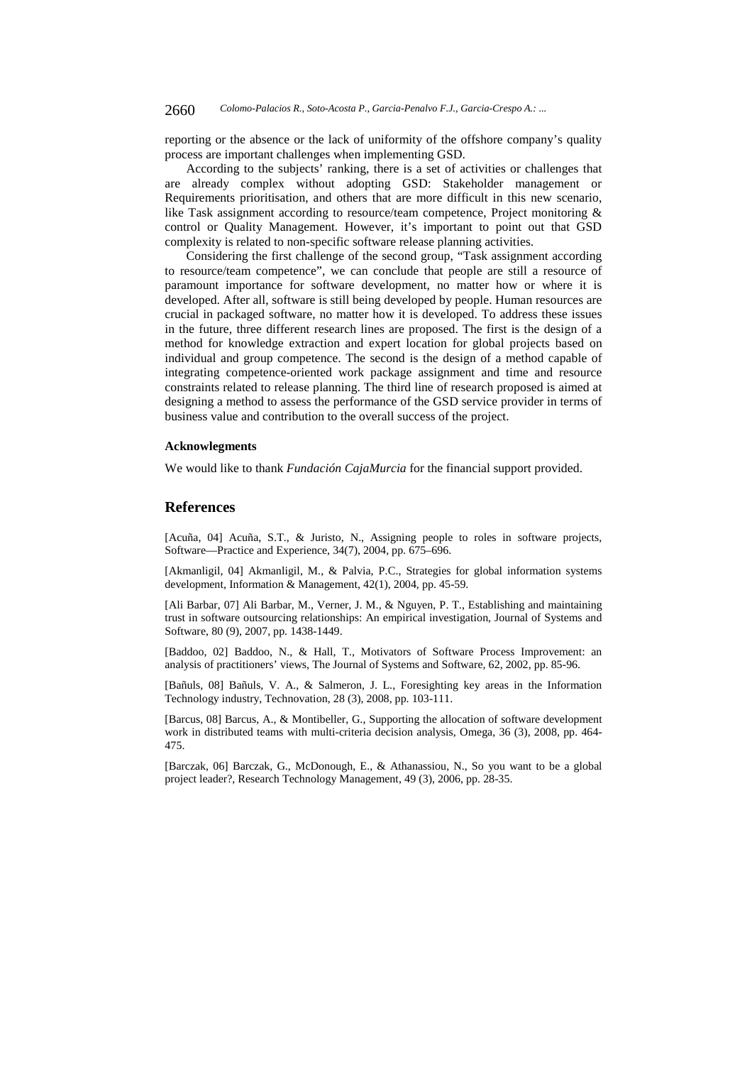reporting or the absence or the lack of uniformity of the offshore company's quality process are important challenges when implementing GSD.

According to the subjects' ranking, there is a set of activities or challenges that are already complex without adopting GSD: Stakeholder management or Requirements prioritisation, and others that are more difficult in this new scenario, like Task assignment according to resource/team competence, Project monitoring & control or Quality Management. However, it's important to point out that GSD complexity is related to non-specific software release planning activities.

Considering the first challenge of the second group, "Task assignment according to resource/team competence", we can conclude that people are still a resource of paramount importance for software development, no matter how or where it is developed. After all, software is still being developed by people. Human resources are crucial in packaged software, no matter how it is developed. To address these issues in the future, three different research lines are proposed. The first is the design of a method for knowledge extraction and expert location for global projects based on individual and group competence. The second is the design of a method capable of integrating competence-oriented work package assignment and time and resource constraints related to release planning. The third line of research proposed is aimed at designing a method to assess the performance of the GSD service provider in terms of business value and contribution to the overall success of the project.

#### Acknowlegments

We would like to thank *Fundación CajaMurcia* for the financial support provided.

## References

[Acuña, 04] Acuña, S.T., & Juristo, N., Assigning people to roles in software projects, Software—Practice and Experience, 34(7), 2004, pp. 675–696.

[Akmanligil, 04] Akmanligil, M., & Palvia, P.C., Strategies for global information systems development, Information & Management, 42(1), 2004, pp. 45-59.

[Ali Barbar, 07] Ali Barbar, M., Verner, J. M., & Nguyen, P. T., Establishing and maintaining trust in software outsourcing relationships: An empirical investigation, Journal of Systems and Software, 80 (9), 2007, pp. 1438-1449.

[Baddoo, 02] Baddoo, N., & Hall, T., Motivators of Software Process Improvement: an analysis of practitioners' views, The Journal of Systems and Software, 62, 2002, pp. 85-96.

[Bañuls, 08] Bañuls, V. A., & Salmeron, J. L., Foresighting key areas in the Information Technology industry, Technovation, 28 (3), 2008, pp. 103-111.

[Barcus, 08] Barcus, A., & Montibeller, G., Supporting the allocation of software development work in distributed teams with multi-criteria decision analysis, Omega, 36 (3), 2008, pp. 464-475.

[Barczak, 06] Barczak, G., McDonough, E., & Athanassiou, N., So you want to be a global project leader?, Research Technology Management, 49 (3), 2006, pp. 28-35.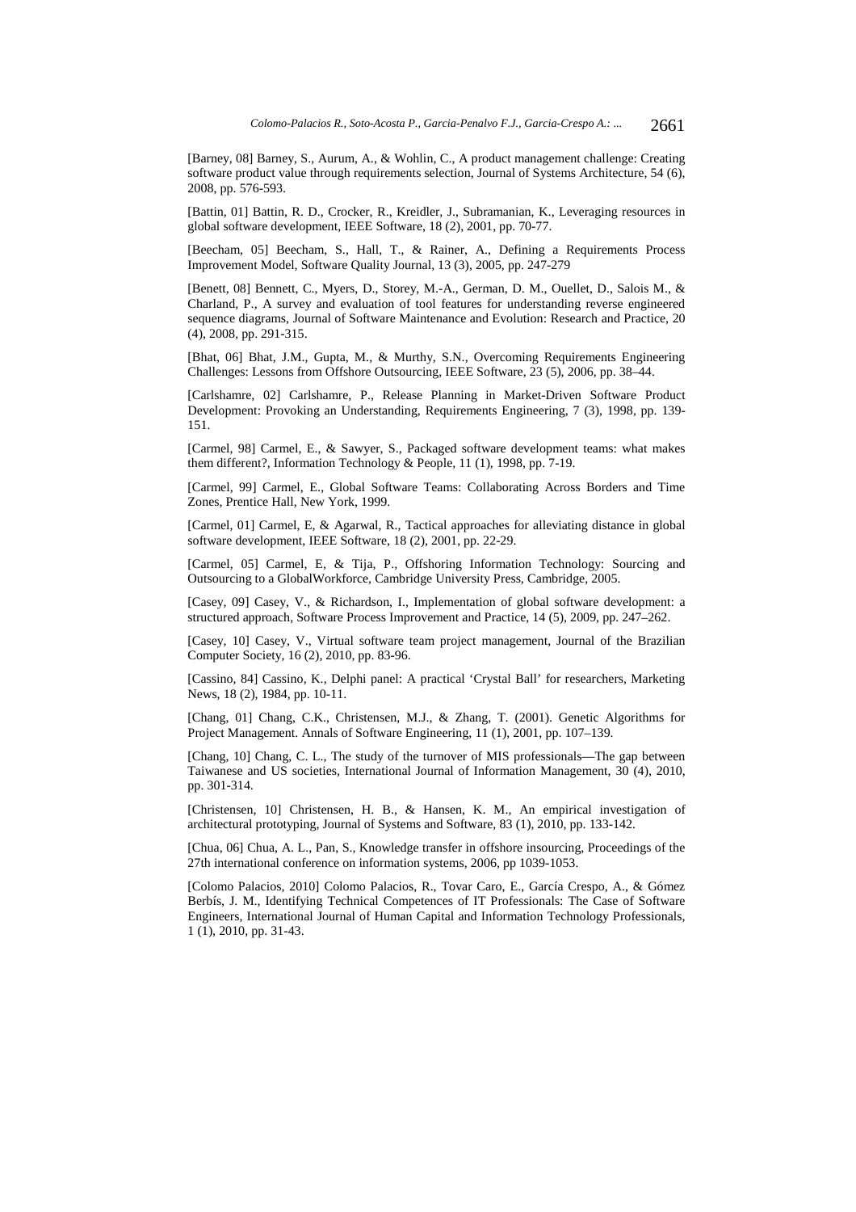[Barney, 08] Barney, S., Aurum, A., & Wohlin, C., A product management challenge: Creating software product value through requirements selection, Journal of Systems Architecture, 54 (6), 2008, pp. 576-593.

[Battin, 01] Battin, R. D., Crocker, R., Kreidler, J., Subramanian, K., Leveraging resources in global software development, IEEE Software, 18 (2), 2001, pp. 70-77.

[Beecham, 05] Beecham, S., Hall, T., & Rainer, A., Defining a Requirements Process Improvement Model, Software Quality Journal, 13 (3), 2005, pp. 247-279

[Benett, 08] Bennett, C., Myers, D., Storey, M.-A., German, D. M., Ouellet, D., Salois M., & Charland, P., A survey and evaluation of tool features for understanding reverse engineered sequence diagrams, Journal of Software Maintenance and Evolution: Research and Practice, 20 (4), 2008, pp. 291-315.

[Bhat, 06] Bhat, J.M., Gupta, M., & Murthy, S.N., Overcoming Requirements Engineering Challenges: Lessons from Offshore Outsourcing, IEEE Software, 23 (5), 2006, pp. 38–44.

[Carlshamre, 02] Carlshamre, P., Release Planning in Market-Driven Software Product Development: Provoking an Understanding, Requirements Engineering, 7 (3), 1998, pp. 139-151.

[Carmel, 98] Carmel, E., & Sawyer, S., Packaged software development teams: what makes them different?, Information Technology & People, 11 (1), 1998, pp. 7-19.

[Carmel, 99] Carmel, E., Global Software Teams: Collaborating Across Borders and Time Zones, Prentice Hall, New York, 1999.

[Carmel, 01] Carmel, E, & Agarwal, R., Tactical approaches for alleviating distance in global software development, IEEE Software, 18 (2), 2001, pp. 22-29.

[Carmel, 05] Carmel, E, & Tija, P., Offshoring Information Technology: Sourcing and Outsourcing to a GlobalWorkforce, Cambridge University Press, Cambridge, 2005.

[Casey, 09] Casey, V., & Richardson, I., Implementation of global software development: a structured approach, Software Process Improvement and Practice, 14 (5), 2009, pp. 247–262.

[Casey, 10] Casey, V., Virtual software team project management, Journal of the Brazilian Computer Society, 16 (2), 2010, pp. 83-96.

[Cassino, 84] Cassino, K., Delphi panel: A practical 'Crystal Ball' for researchers, Marketing News, 18 (2), 1984, pp. 10-11.

[Chang, 01] Chang, C.K., Christensen, M.J., & Zhang, T. (2001). Genetic Algorithms for Project Management. Annals of Software Engineering, 11 (1), 2001, pp. 107–139.

[Chang, 10] Chang, C. L., The study of the turnover of MIS professionals—The gap between Taiwanese and US societies, International Journal of Information Management, 30 (4), 2010, pp. 301-314.

[Christensen, 10] Christensen, H. B., & Hansen, K. M., An empirical investigation of architectural prototyping, Journal of Systems and Software, 83 (1), 2010, pp. 133-142.

[Chua, 06] Chua, A. L., Pan, S., Knowledge transfer in offshore insourcing, Proceedings of the 27th international conference on information systems, 2006, pp 1039-1053.

[Colomo Palacios, 2010] Colomo Palacios, R., Tovar Caro, E., García Crespo, A., & Gómez Berbís, J. M., Identifying Technical Competences of IT Professionals: The Case of Software Engineers, International Journal of Human Capital and Information Technology Professionals, 1 (1), 2010, pp. 31-43.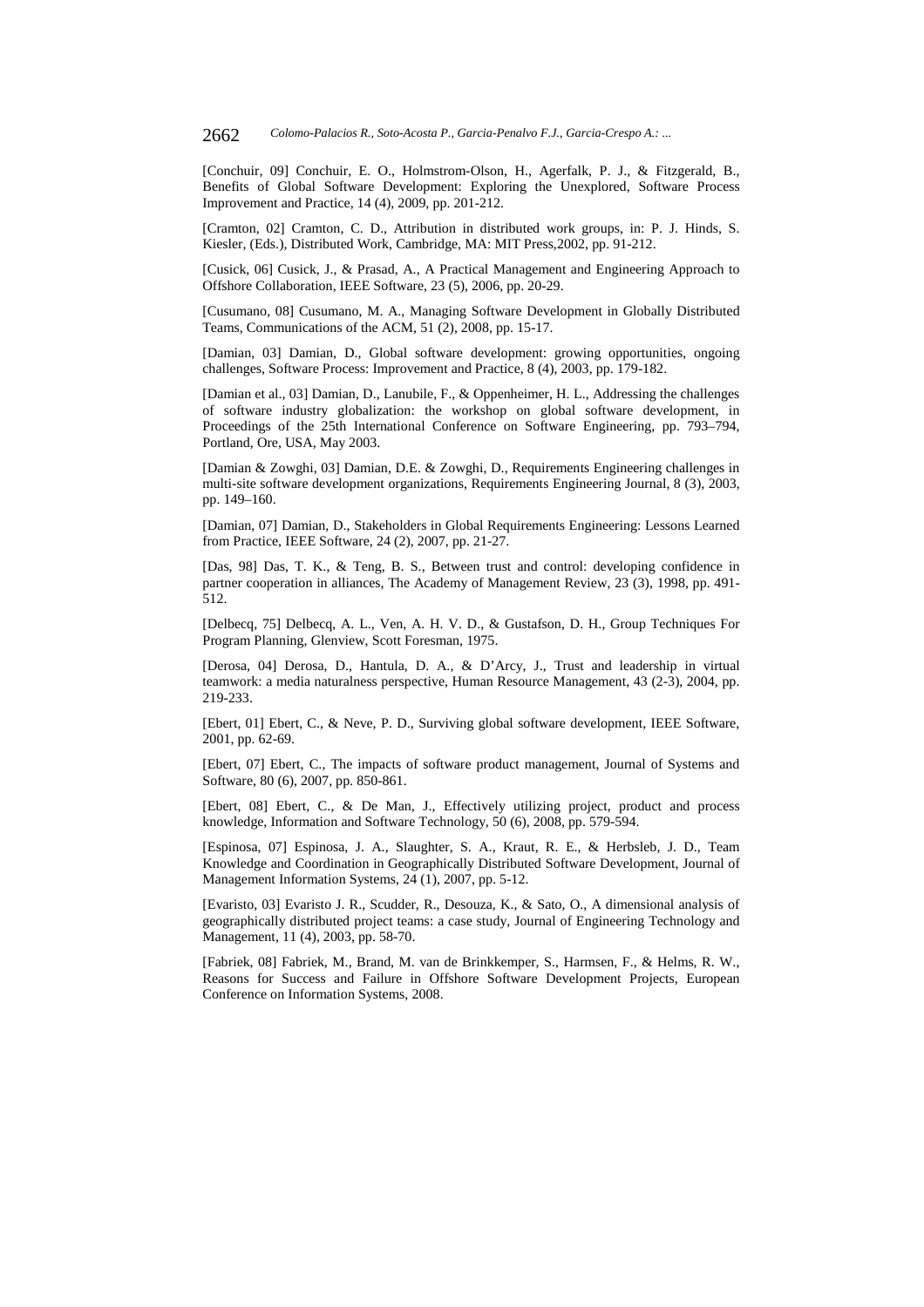[Conchuir, 09] Conchuir, E. O., Holmstrom-Olson, H., Agerfalk, P. J., & Fitzgerald, B., Benefits of Global Software Development: Exploring the Unexplored, Software Process Improvement and Practice, 14 (4), 2009, pp. 201-212.

[Cramton, 02] Cramton, C. D., Attribution in distributed work groups, in: P. J. Hinds, S. Kiesler, (Eds.), Distributed Work, Cambridge, MA: MIT Press,2002, pp. 91-212.

[Cusick, 06] Cusick, J., & Prasad, A., A Practical Management and Engineering Approach to Offshore Collaboration, IEEE Software, 23 (5), 2006, pp. 20-29.

[Cusumano, 08] Cusumano, M. A., Managing Software Development in Globally Distributed Teams, Communications of the ACM, 51 (2), 2008, pp. 15-17.

[Damian, 03] Damian, D., Global software development: growing opportunities, ongoing challenges, Software Process: Improvement and Practice, 8 (4), 2003, pp. 179-182.

[Damian et al., 03] Damian, D., Lanubile, F., & Oppenheimer, H. L., Addressing the challenges of software industry globalization: the workshop on global software development, in Proceedings of the 25th International Conference on Software Engineering, pp. 793–794, Portland, Ore, USA, May 2003.

[Damian & Zowghi, 03] Damian, D.E. & Zowghi, D., Requirements Engineering challenges in multi-site software development organizations, Requirements Engineering Journal, 8 (3), 2003, pp. 149–160.

[Damian, 07] Damian, D., Stakeholders in Global Requirements Engineering: Lessons Learned from Practice, IEEE Software, 24 (2), 2007, pp. 21-27.

[Das, 98] Das, T. K., & Teng, B. S., Between trust and control: developing confidence in partner cooperation in alliances, The Academy of Management Review, 23 (3), 1998, pp. 491-512.

[Delbecq, 75] Delbecq, A. L., Ven, A. H. V. D., & Gustafson, D. H., Group Techniques For Program Planning, Glenview, Scott Foresman, 1975.

[Derosa, 04] Derosa, D., Hantula, D. A., & D'Arcy, J., Trust and leadership in virtual teamwork: a media naturalness perspective, Human Resource Management, 43 (2-3), 2004, pp. 219-233.

[Ebert, 01] Ebert, C., & Neve, P. D., Surviving global software development, IEEE Software, 2001, pp. 62-69.

[Ebert, 07] Ebert, C., The impacts of software product management, Journal of Systems and Software, 80 (6), 2007, pp. 850-861.

[Ebert, 08] Ebert, C., & De Man, J., Effectively utilizing project, product and process knowledge, Information and Software Technology, 50 (6), 2008, pp. 579-594.

[Espinosa, 07] Espinosa, J. A., Slaughter, S. A., Kraut, R. E., & Herbsleb, J. D., Team Knowledge and Coordination in Geographically Distributed Software Development, Journal of Management Information Systems, 24 (1), 2007, pp. 5-12.

[Evaristo, 03] Evaristo J. R., Scudder, R., Desouza, K., & Sato, O., A dimensional analysis of geographically distributed project teams: a case study, Journal of Engineering Technology and Management, 11 (4), 2003, pp. 58-70.

[Fabriek, 08] Fabriek, M., Brand, M. van de Brinkkemper, S., Harmsen, F., & Helms, R. W., Reasons for Success and Failure in Offshore Software Development Projects, European Conference on Information Systems, 2008.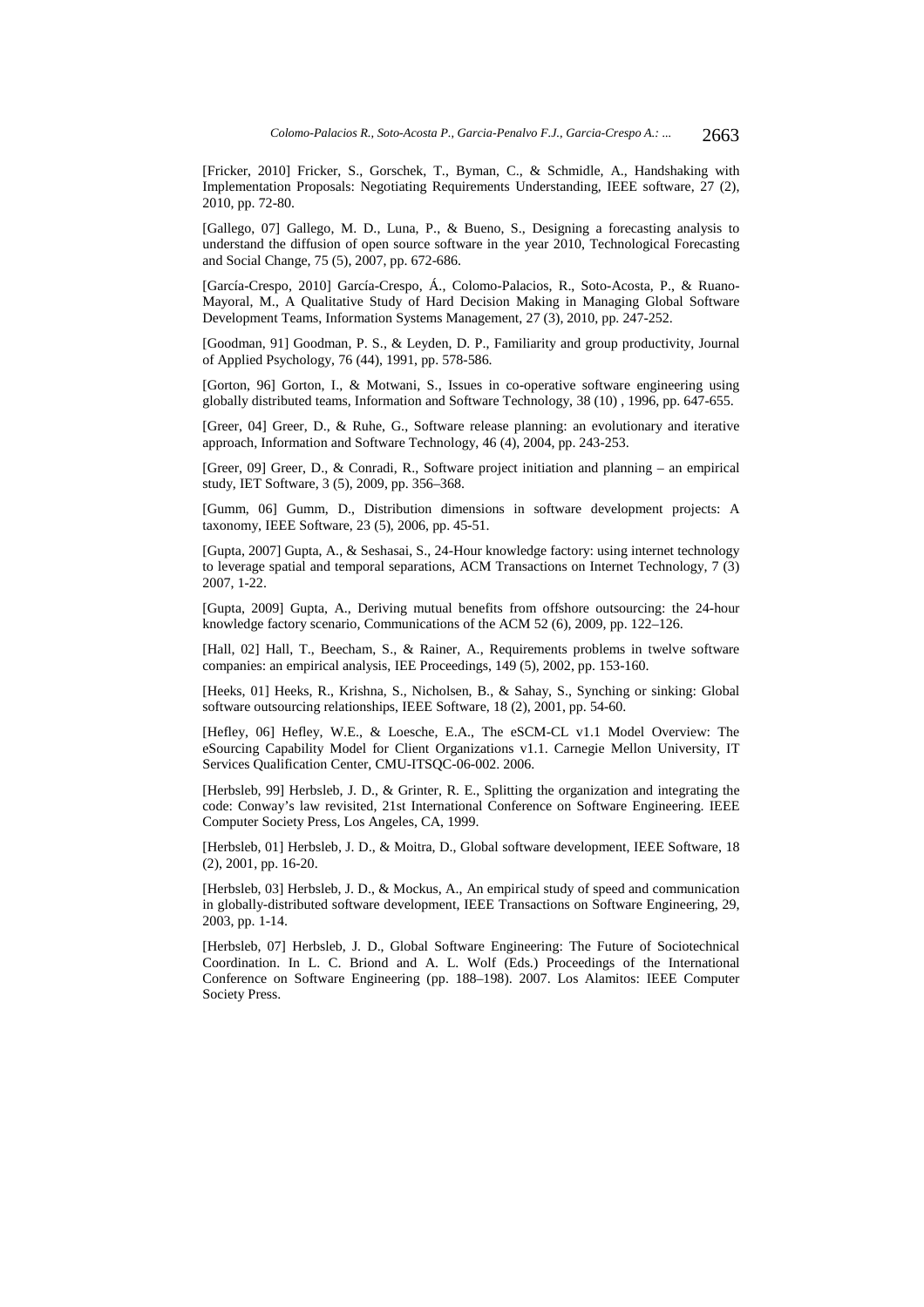[Fricker, 2010] Fricker, S., Gorschek, T., Byman, C., & Schmidle, A., Handshaking with Implementation Proposals: Negotiating Requirements Understanding, IEEE software, 27 (2), 2010, pp. 72-80.

[Gallego, 07] Gallego, M. D., Luna, P., & Bueno, S., Designing a forecasting analysis to understand the diffusion of open source software in the year 2010, Technological Forecasting and Social Change, 75 (5), 2007, pp. 672-686.

[García-Crespo, 2010] García-Crespo, Á., Colomo-Palacios, R., Soto-Acosta, P., & Ruano-Mayoral, M., A Qualitative Study of Hard Decision Making in Managing Global Software Development Teams, Information Systems Management, 27 (3), 2010, pp. 247-252.

[Goodman, 91] Goodman, P. S., & Leyden, D. P., Familiarity and group productivity, Journal of Applied Psychology, 76 (44), 1991, pp. 578-586.

[Gorton, 96] Gorton, I., & Motwani, S., Issues in co-operative software engineering using globally distributed teams, Information and Software Technology, 38 (10) , 1996, pp. 647-655.

[Greer, 04] Greer, D., & Ruhe, G., Software release planning: an evolutionary and iterative approach, Information and Software Technology, 46 (4), 2004, pp. 243-253.

[Greer, 09] Greer, D., & Conradi, R., Software project initiation and planning – an empirical study, IET Software, 3 (5), 2009, pp. 356–368.

[Gumm, 06] Gumm, D., Distribution dimensions in software development projects: A taxonomy, IEEE Software, 23 (5), 2006, pp. 45-51.

[Gupta, 2007] Gupta, A., & Seshasai, S., 24-Hour knowledge factory: using internet technology to leverage spatial and temporal separations, ACM Transactions on Internet Technology, 7 (3) 2007, 1-22.

[Gupta, 2009] Gupta, A., Deriving mutual benefits from offshore outsourcing: the 24-hour knowledge factory scenario, Communications of the ACM 52 (6), 2009, pp. 122–126.

[Hall, 02] Hall, T., Beecham, S., & Rainer, A., Requirements problems in twelve software companies: an empirical analysis, IEE Proceedings, 149 (5), 2002, pp. 153-160.

[Heeks, 01] Heeks, R., Krishna, S., Nicholsen, B., & Sahay, S., Synching or sinking: Global software outsourcing relationships, IEEE Software, 18 (2), 2001, pp. 54-60.

[Hefley, 06] Hefley, W.E., & Loesche, E.A., The eSCM-CL v1.1 Model Overview: The eSourcing Capability Model for Client Organizations v1.1. Carnegie Mellon University, IT Services Qualification Center, CMU-ITSQC-06-002. 2006.

[Herbsleb, 99] Herbsleb, J. D., & Grinter, R. E., Splitting the organization and integrating the code: Conway's law revisited, 21st International Conference on Software Engineering. IEEE Computer Society Press, Los Angeles, CA, 1999.

[Herbsleb, 01] Herbsleb, J. D., & Moitra, D., Global software development, IEEE Software, 18 (2), 2001, pp. 16-20.

[Herbsleb, 03] Herbsleb, J. D., & Mockus, A., An empirical study of speed and communication in globally-distributed software development, IEEE Transactions on Software Engineering, 29, 2003, pp. 1-14.

[Herbsleb, 07] Herbsleb, J. D., Global Software Engineering: The Future of Sociotechnical Coordination. In L. C. Briond and A. L. Wolf (Eds.) Proceedings of the International Conference on Software Engineering (pp. 188–198). 2007. Los Alamitos: IEEE Computer Society Press.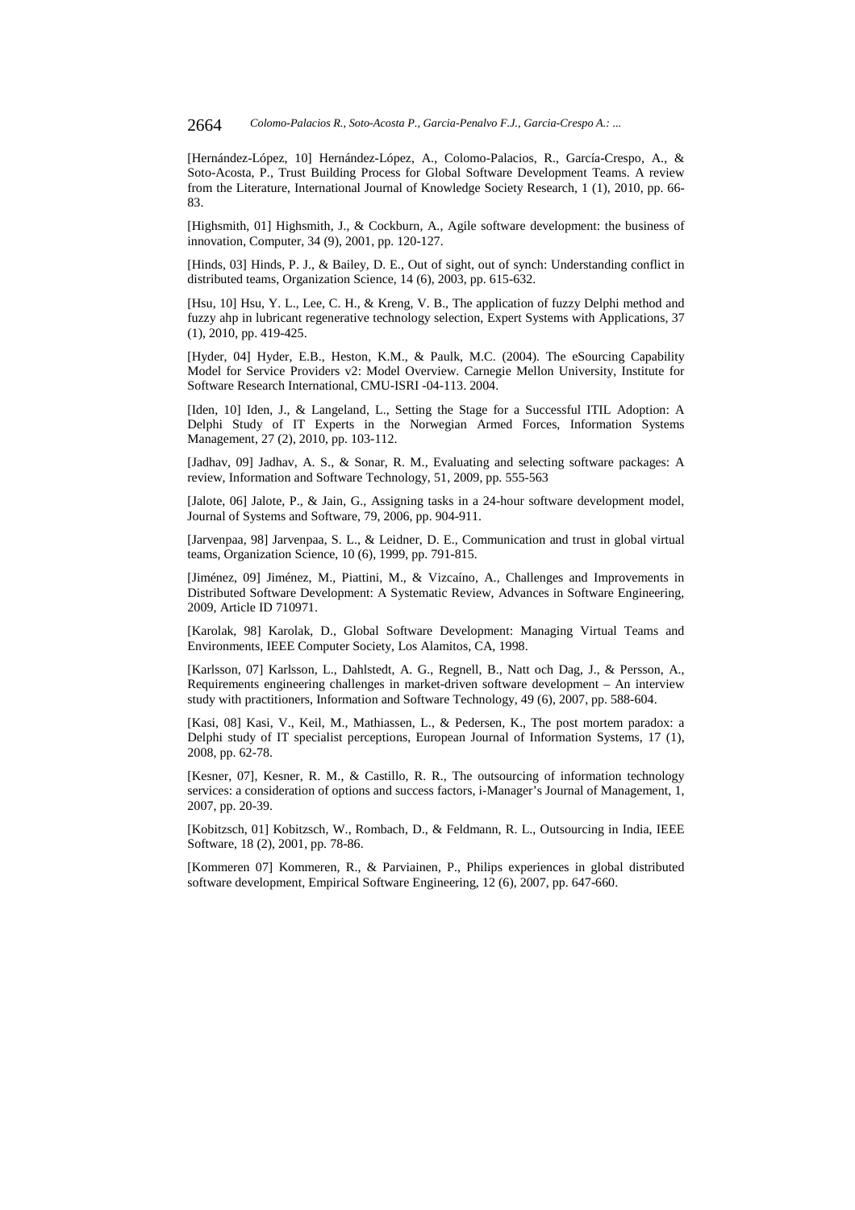[Hernández-López, 10] Hernández-López, A., Colomo-Palacios, R., García-Crespo, A., & Soto-Acosta, P., Trust Building Process for Global Software Development Teams. A review from the Literature, International Journal of Knowledge Society Research, 1 (1), 2010, pp. 66-83.

[Highsmith, 01] Highsmith, J., & Cockburn, A., Agile software development: the business of innovation, Computer, 34 (9), 2001, pp. 120-127.

[Hinds, 03] Hinds, P. J., & Bailey, D. E., Out of sight, out of synch: Understanding conflict in distributed teams, Organization Science, 14 (6), 2003, pp. 615-632.

[Hsu, 10] Hsu, Y. L., Lee, C. H., & Kreng, V. B., The application of fuzzy Delphi method and fuzzy ahp in lubricant regenerative technology selection, Expert Systems with Applications, 37 (1), 2010, pp. 419-425.

[Hyder, 04] Hyder, E.B., Heston, K.M., & Paulk, M.C. (2004). The eSourcing Capability Model for Service Providers v2: Model Overview. Carnegie Mellon University, Institute for Software Research International, CMU-ISRI -04-113. 2004.

[Iden, 10] Iden, J., & Langeland, L., Setting the Stage for a Successful ITIL Adoption: A Delphi Study of IT Experts in the Norwegian Armed Forces, Information Systems Management, 27 (2), 2010, pp. 103-112.

[Jadhav, 09] Jadhav, A. S., & Sonar, R. M., Evaluating and selecting software packages: A review, Information and Software Technology, 51, 2009, pp. 555-563

[Jalote, 06] Jalote, P., & Jain, G., Assigning tasks in a 24-hour software development model, Journal of Systems and Software, 79, 2006, pp. 904-911.

[Jarvenpaa, 98] Jarvenpaa, S. L., & Leidner, D. E., Communication and trust in global virtual teams, Organization Science, 10 (6), 1999, pp. 791-815.

[Jiménez, 09] Jiménez, M., Piattini, M., & Vizcaíno, A., Challenges and Improvements in Distributed Software Development: A Systematic Review, Advances in Software Engineering, 2009, Article ID 710971.

[Karolak, 98] Karolak, D., Global Software Development: Managing Virtual Teams and Environments, IEEE Computer Society, Los Alamitos, CA, 1998.

[Karlsson, 07] Karlsson, L., Dahlstedt, A. G., Regnell, B., Natt och Dag, J., & Persson, A., Requirements engineering challenges in market-driven software development – An interview study with practitioners, Information and Software Technology, 49 (6), 2007, pp. 588-604.

[Kasi, 08] Kasi, V., Keil, M., Mathiassen, L., & Pedersen, K., The post mortem paradox: a Delphi study of IT specialist perceptions, European Journal of Information Systems, 17 (1), 2008, pp. 62-78.

[Kesner, 07], Kesner, R. M., & Castillo, R. R., The outsourcing of information technology services: a consideration of options and success factors, i-Manager's Journal of Management, 1, 2007, pp. 20-39.

[Kobitzsch, 01] Kobitzsch, W., Rombach, D., & Feldmann, R. L., Outsourcing in India, IEEE Software, 18 (2), 2001, pp. 78-86.

[Kommeren 07] Kommeren, R., & Parviainen, P., Philips experiences in global distributed software development, Empirical Software Engineering, 12 (6), 2007, pp. 647-660.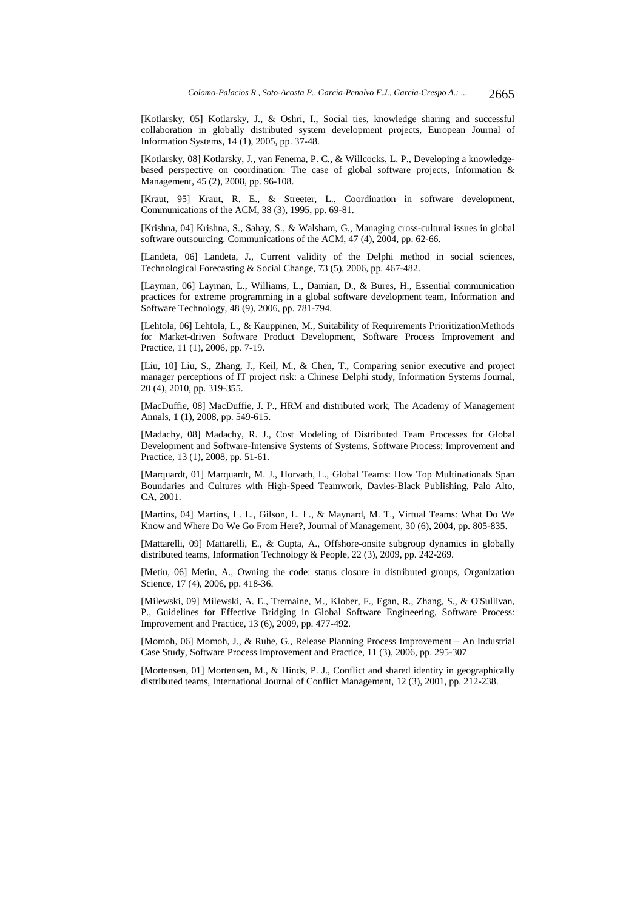[Kotlarsky, 05] Kotlarsky, J., & Oshri, I., Social ties, knowledge sharing and successful collaboration in globally distributed system development projects, European Journal of Information Systems, 14 (1), 2005, pp. 37-48.

[Kotlarsky, 08] Kotlarsky, J., van Fenema, P. C., & Willcocks, L. P., Developing a knowledge-based perspective on coordination: The case of global software projects, Information & Management, 45 (2), 2008, pp. 96-108.

[Kraut, 95] Kraut, R. E., & Streeter, L., Coordination in software development, Communications of the ACM, 38 (3), 1995, pp. 69-81.

[Krishna, 04] Krishna, S., Sahay, S., & Walsham, G., Managing cross-cultural issues in global software outsourcing. Communications of the ACM, 47 (4), 2004, pp. 62-66.

[Landeta, 06] Landeta, J., Current validity of the Delphi method in social sciences, Technological Forecasting & Social Change, 73 (5), 2006, pp. 467-482.

[Layman, 06] Layman, L., Williams, L., Damian, D., & Bures, H., Essential communication practices for extreme programming in a global software development team, Information and Software Technology, 48 (9), 2006, pp. 781-794.

[Lehtola, 06] Lehtola, L., & Kauppinen, M., Suitability of Requirements PrioritizationMethods for Market-driven Software Product Development, Software Process Improvement and Practice, 11 (1), 2006, pp. 7-19.

[Liu, 10] Liu, S., Zhang, J., Keil, M., & Chen, T., Comparing senior executive and project manager perceptions of IT project risk: a Chinese Delphi study, Information Systems Journal, 20 (4), 2010, pp. 319-355.

[MacDuffie, 08] MacDuffie, J. P., HRM and distributed work, The Academy of Management Annals, 1 (1), 2008, pp. 549-615.

[Madachy, 08] Madachy, R. J., Cost Modeling of Distributed Team Processes for Global Development and Software-Intensive Systems of Systems, Software Process: Improvement and Practice, 13 (1), 2008, pp. 51-61.

[Marquardt, 01] Marquardt, M. J., Horvath, L., Global Teams: How Top Multinationals Span Boundaries and Cultures with High-Speed Teamwork, Davies-Black Publishing, Palo Alto, CA, 2001.

[Martins, 04] Martins, L. L., Gilson, L. L., & Maynard, M. T., Virtual Teams: What Do We Know and Where Do We Go From Here?, Journal of Management, 30 (6), 2004, pp. 805-835.

[Mattarelli, 09] Mattarelli, E., & Gupta, A., Offshore-onsite subgroup dynamics in globally distributed teams, Information Technology & People, 22 (3), 2009, pp. 242-269.

[Metiu, 06] Metiu, A., Owning the code: status closure in distributed groups, Organization Science, 17 (4), 2006, pp. 418-36.

[Milewski, 09] Milewski, A. E., Tremaine, M., Klober, F., Egan, R., Zhang, S., & O'Sullivan, P., Guidelines for Effective Bridging in Global Software Engineering, Software Process: Improvement and Practice, 13 (6), 2009, pp. 477-492.

[Momoh, 06] Momoh, J., & Ruhe, G., Release Planning Process Improvement – An Industrial Case Study, Software Process Improvement and Practice, 11 (3), 2006, pp. 295-307

[Mortensen, 01] Mortensen, M., & Hinds, P. J., Conflict and shared identity in geographically distributed teams, International Journal of Conflict Management, 12 (3), 2001, pp. 212-238.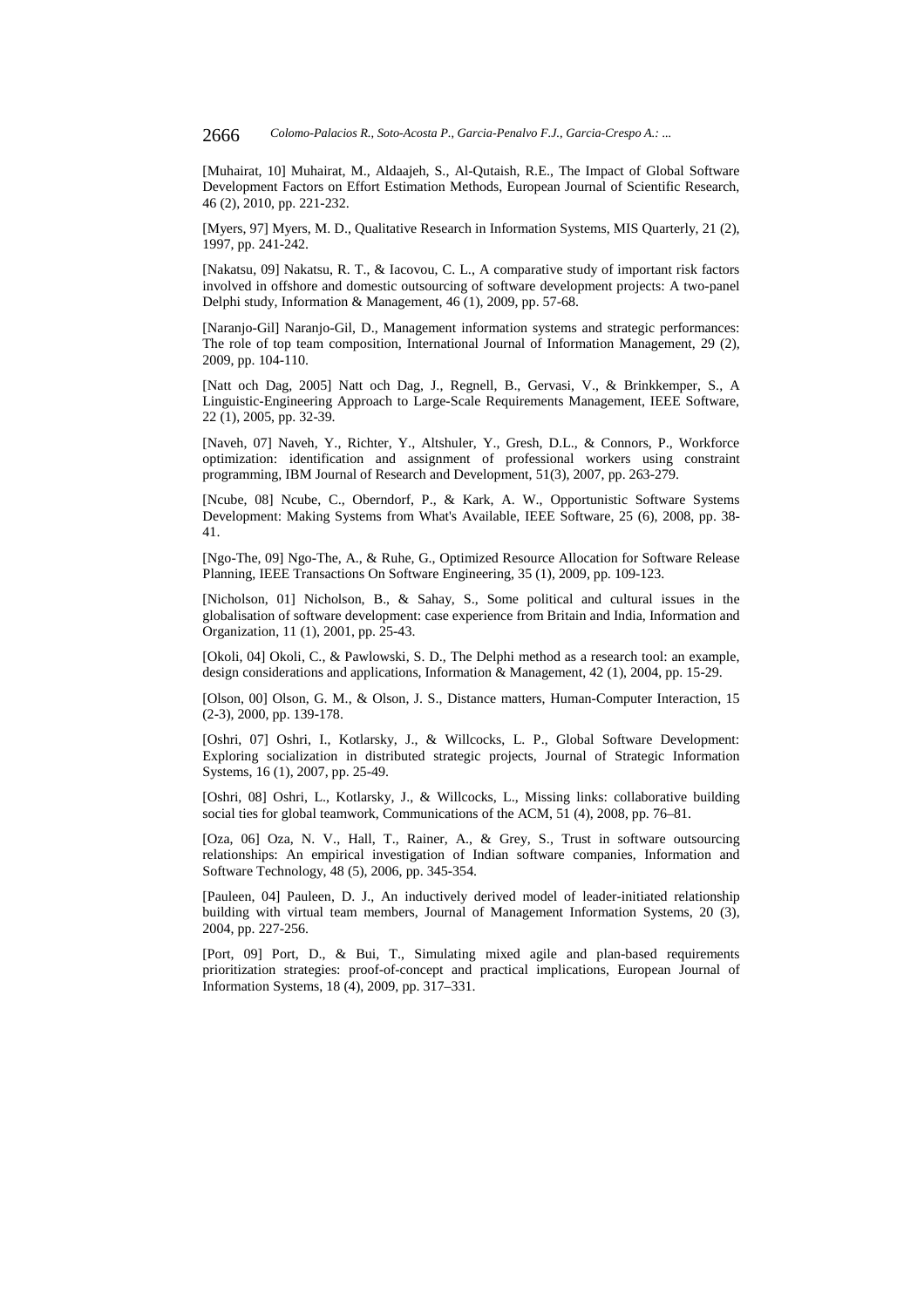[Muhairat, 10] Muhairat, M., Aldaajeh, S., Al-Qutaish, R.E., The Impact of Global Software Development Factors on Effort Estimation Methods, European Journal of Scientific Research, 46 (2), 2010, pp. 221-232.

[Myers, 97] Myers, M. D., Qualitative Research in Information Systems, MIS Quarterly, 21 (2), 1997, pp. 241-242.

[Nakatsu, 09] Nakatsu, R. T., & Iacovou, C. L., A comparative study of important risk factors involved in offshore and domestic outsourcing of software development projects: A two-panel Delphi study, Information & Management, 46 (1), 2009, pp. 57-68.

[Naranjo-Gil] Naranjo-Gil, D., Management information systems and strategic performances: The role of top team composition, International Journal of Information Management, 29 (2), 2009, pp. 104-110.

[Natt och Dag, 2005] Natt och Dag, J., Regnell, B., Gervasi, V., & Brinkkemper, S., A Linguistic-Engineering Approach to Large-Scale Requirements Management, IEEE Software, 22 (1), 2005, pp. 32-39.

[Naveh, 07] Naveh, Y., Richter, Y., Altshuler, Y., Gresh, D.L., & Connors, P., Workforce optimization: identification and assignment of professional workers using constraint programming, IBM Journal of Research and Development, 51(3), 2007, pp. 263-279.

[Ncube, 08] Ncube, C., Oberndorf, P., & Kark, A. W., Opportunistic Software Systems Development: Making Systems from What's Available, IEEE Software, 25 (6), 2008, pp. 38-41.

[Ngo-The, 09] Ngo-The, A., & Ruhe, G., Optimized Resource Allocation for Software Release Planning, IEEE Transactions On Software Engineering, 35 (1), 2009, pp. 109-123.

[Nicholson, 01] Nicholson, B., & Sahay, S., Some political and cultural issues in the globalisation of software development: case experience from Britain and India, Information and Organization, 11 (1), 2001, pp. 25-43.

[Okoli, 04] Okoli, C., & Pawlowski, S. D., The Delphi method as a research tool: an example, design considerations and applications, Information & Management, 42 (1), 2004, pp. 15-29.

[Olson, 00] Olson, G. M., & Olson, J. S., Distance matters, Human-Computer Interaction, 15 (2-3), 2000, pp. 139-178.

[Oshri, 07] Oshri, I., Kotlarsky, J., & Willcocks, L. P., Global Software Development: Exploring socialization in distributed strategic projects, Journal of Strategic Information Systems, 16 (1), 2007, pp. 25-49.

[Oshri, 08] Oshri, I., Kotlarsky, J., & Willcocks, L., Missing links: collaborative building social ties for global teamwork, Communications of the ACM, 51 (4), 2008, pp. 76–81.

[Oza, 06] Oza, N. V., Hall, T., Rainer, A., & Grey, S., Trust in software outsourcing relationships: An empirical investigation of Indian software companies, Information and Software Technology, 48 (5), 2006, pp. 345-354.

[Pauleen, 04] Pauleen, D. J., An inductively derived model of leader-initiated relationship building with virtual team members, Journal of Management Information Systems, 20 (3), 2004, pp. 227-256.

[Port, 09] Port, D., & Bui, T., Simulating mixed agile and plan-based requirements prioritization strategies: proof-of-concept and practical implications, European Journal of Information Systems, 18 (4), 2009, pp. 317–331.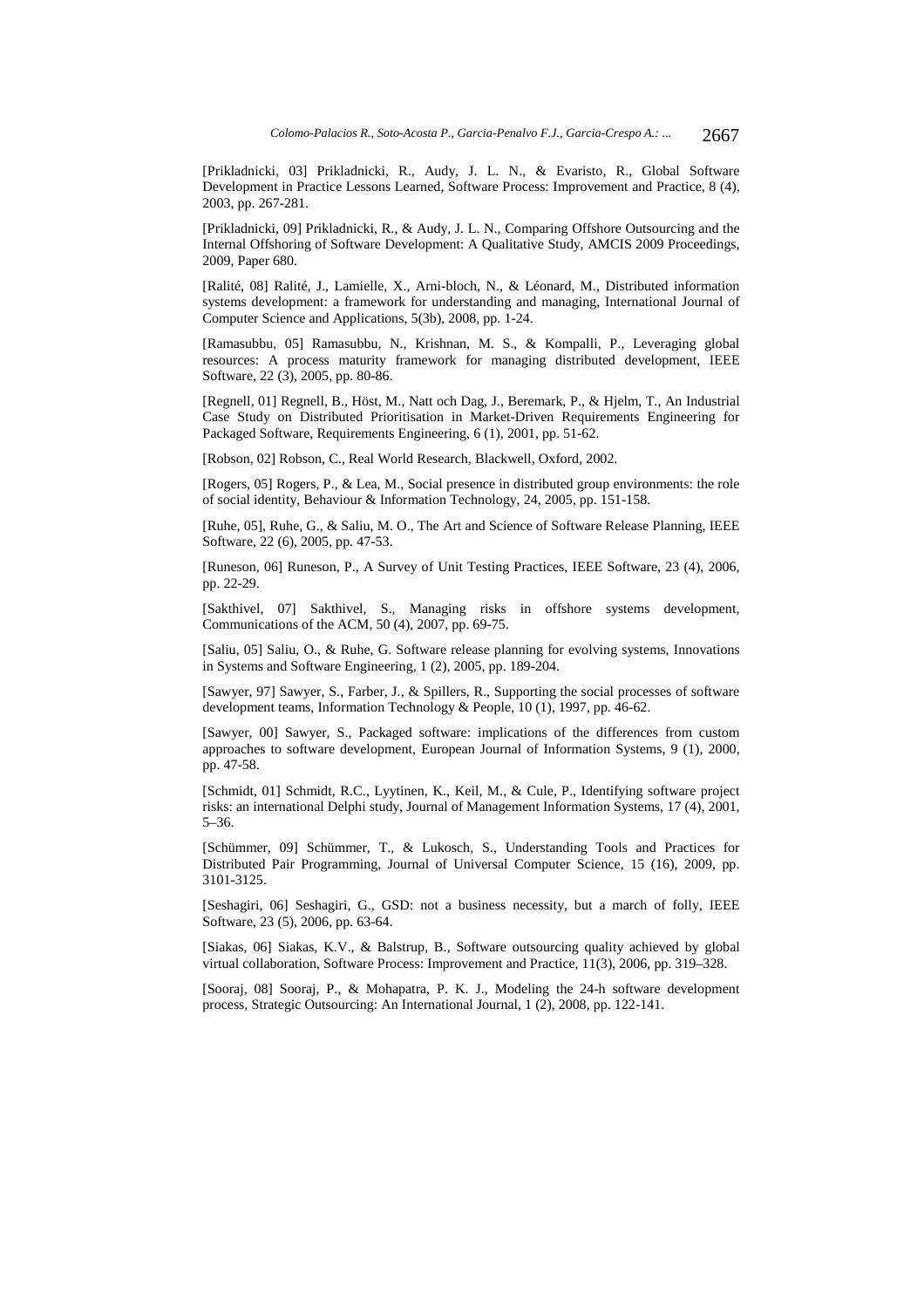[Prikladnicki, 03] Prikladnicki, R., Audy, J. L. N., & Evaristo, R., Global Software Development in Practice Lessons Learned, Software Process: Improvement and Practice, 8 (4), 2003, pp. 267-281.

[Prikladnicki, 09] Prikladnicki, R., & Audy, J. L. N., Comparing Offshore Outsourcing and the Internal Offshoring of Software Development: A Qualitative Study, AMCIS 2009 Proceedings, 2009, Paper 680.

[Ralité, 08] Ralité, J., Lamielle, X., Arni-bloch, N., & Léonard, M., Distributed information systems development: a framework for understanding and managing, International Journal of Computer Science and Applications, 5(3b), 2008, pp. 1-24.

[Ramasubbu, 05] Ramasubbu, N., Krishnan, M. S., & Kompalli, P., Leveraging global resources: A process maturity framework for managing distributed development, IEEE Software, 22 (3), 2005, pp. 80-86.

[Regnell, 01] Regnell, B., Höst, M., Natt och Dag, J., Beremark, P., & Hjelm, T., An Industrial Case Study on Distributed Prioritisation in Market-Driven Requirements Engineering for Packaged Software, Requirements Engineering, 6 (1), 2001, pp. 51-62.

[Robson, 02] Robson, C., Real World Research, Blackwell, Oxford, 2002.

[Rogers, 05] Rogers, P., & Lea, M., Social presence in distributed group environments: the role of social identity, Behaviour & Information Technology, 24, 2005, pp. 151-158.

[Ruhe, 05], Ruhe, G., & Saliu, M. O., The Art and Science of Software Release Planning, IEEE Software, 22 (6), 2005, pp. 47-53.

[Runeson, 06] Runeson, P., A Survey of Unit Testing Practices, IEEE Software, 23 (4), 2006, pp. 22-29.

[Sakthivel, 07] Sakthivel, S., Managing risks in offshore systems development, Communications of the ACM, 50 (4), 2007, pp. 69-75.

[Saliu, 05] Saliu, O., & Ruhe, G. Software release planning for evolving systems, Innovations in Systems and Software Engineering, 1 (2), 2005, pp. 189-204.

[Sawyer, 97] Sawyer, S., Farber, J., & Spillers, R., Supporting the social processes of software development teams, Information Technology & People, 10 (1), 1997, pp. 46-62.

[Sawyer, 00] Sawyer, S., Packaged software: implications of the differences from custom approaches to software development, European Journal of Information Systems, 9 (1), 2000, pp. 47-58.

[Schmidt, 01] Schmidt, R.C., Lyytinen, K., Keil, M., & Cule, P., Identifying software project risks: an international Delphi study, Journal of Management Information Systems, 17 (4), 2001, 5–36.

[Schümmer, 09] Schümmer, T., & Lukosch, S., Understanding Tools and Practices for Distributed Pair Programming, Journal of Universal Computer Science, 15 (16), 2009, pp. 3101-3125.

[Seshagiri, 06] Seshagiri, G., GSD: not a business necessity, but a march of folly, IEEE Software, 23 (5), 2006, pp. 63-64.

[Siakas, 06] Siakas, K.V., & Balstrup, B., Software outsourcing quality achieved by global virtual collaboration, Software Process: Improvement and Practice, 11(3), 2006, pp. 319–328.

[Sooraj, 08] Sooraj, P., & Mohapatra, P. K. J., Modeling the 24-h software development process, Strategic Outsourcing: An International Journal, 1 (2), 2008, pp. 122-141.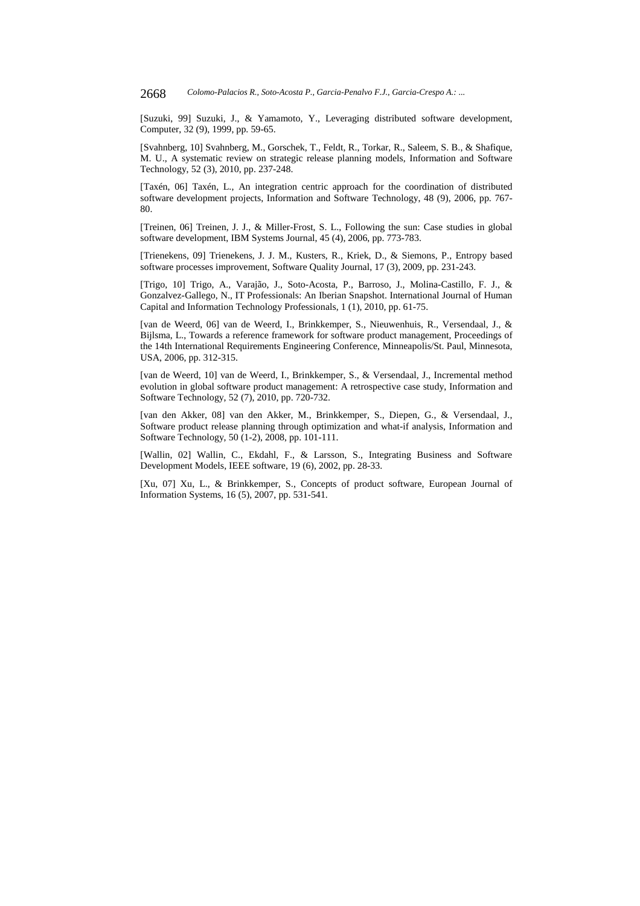[Suzuki, 99] Suzuki, J., & Yamamoto, Y., Leveraging distributed software development, Computer, 32 (9), 1999, pp. 59-65.

[Svahnberg, 10] Svahnberg, M., Gorschek, T., Feldt, R., Torkar, R., Saleem, S. B., & Shafique, M. U., A systematic review on strategic release planning models, Information and Software Technology, 52 (3), 2010, pp. 237-248.

[Taxén, 06] Taxén, L., An integration centric approach for the coordination of distributed software development projects, Information and Software Technology, 48 (9), 2006, pp. 767-80.

[Treinen, 06] Treinen, J. J., & Miller-Frost, S. L., Following the sun: Case studies in global software development, IBM Systems Journal, 45 (4), 2006, pp. 773-783.

[Trienekens, 09] Trienekens, J. J. M., Kusters, R., Kriek, D., & Siemons, P., Entropy based software processes improvement, Software Quality Journal, 17 (3), 2009, pp. 231-243.

[Trigo, 10] Trigo, A., Varajão, J., Soto-Acosta, P., Barroso, J., Molina-Castillo, F. J., & Gonzalvez-Gallego, N., IT Professionals: An Iberian Snapshot. International Journal of Human Capital and Information Technology Professionals, 1 (1), 2010, pp. 61-75.

[van de Weerd, 06] van de Weerd, I., Brinkkemper, S., Nieuwenhuis, R., Versendaal, J., & Bijlsma, L., Towards a reference framework for software product management, Proceedings of the 14th International Requirements Engineering Conference, Minneapolis/St. Paul, Minnesota, USA, 2006, pp. 312-315.

[van de Weerd, 10] van de Weerd, I., Brinkkemper, S., & Versendaal, J., Incremental method evolution in global software product management: A retrospective case study, Information and Software Technology, 52 (7), 2010, pp. 720-732.

[van den Akker, 08] van den Akker, M., Brinkkemper, S., Diepen, G., & Versendaal, J., Software product release planning through optimization and what-if analysis, Information and Software Technology, 50 (1-2), 2008, pp. 101-111.

[Wallin, 02] Wallin, C., Ekdahl, F., & Larsson, S., Integrating Business and Software Development Models, IEEE software, 19 (6), 2002, pp. 28-33.

[Xu, 07] Xu, L., & Brinkkemper, S., Concepts of product software, European Journal of Information Systems, 16 (5), 2007, pp. 531-541.